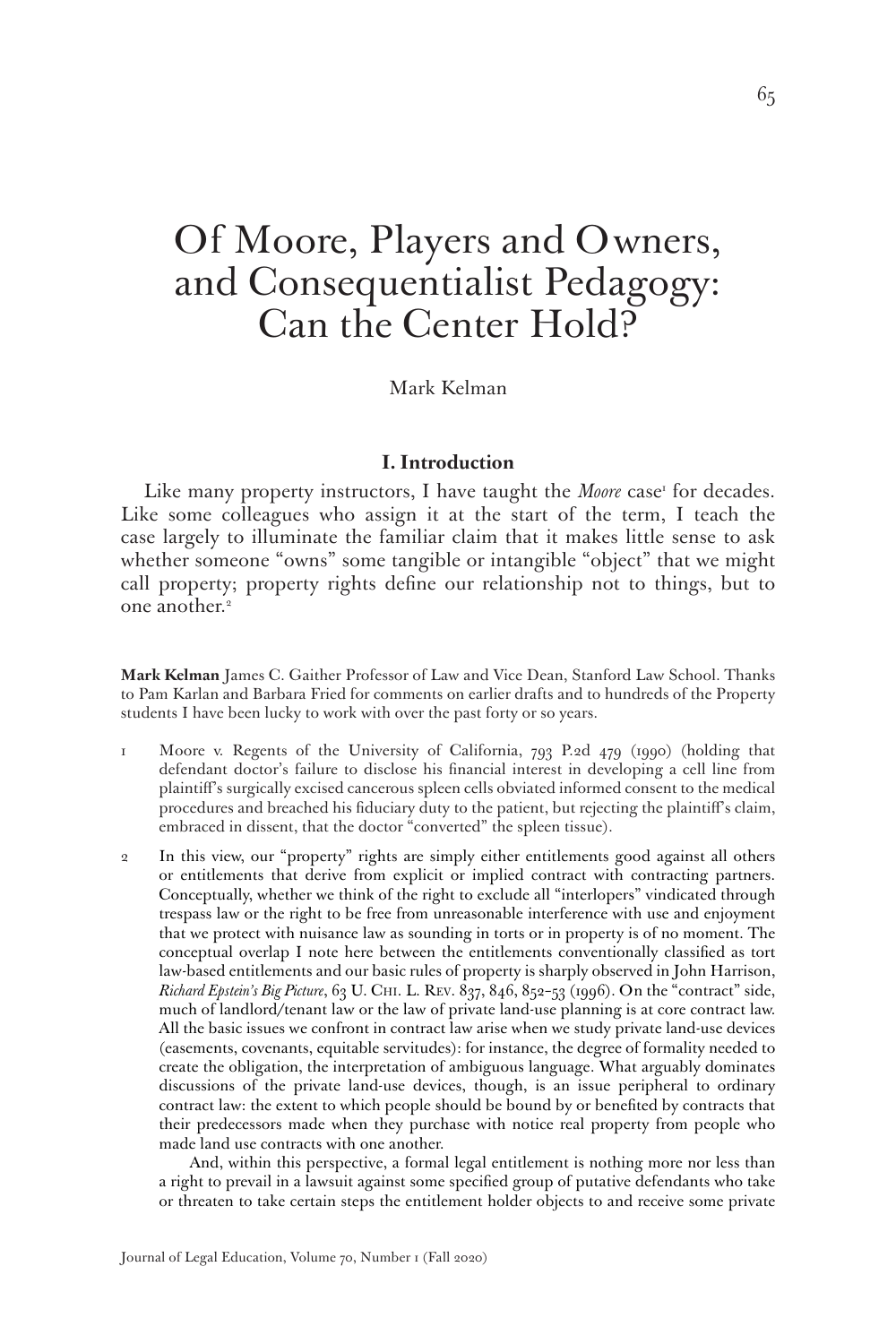# Of Moore, Players and Owners, and Consequentialist Pedagogy: Can the Center Hold?

Mark Kelman

## I. Introduction

Like many property instructors, I have taught the *Moore* case[1] for decades. Like some colleagues who assign it at the start of the term, I teach the case largely to illuminate the familiar claim that it makes little sense to ask whether someone "owns" some tangible or intangible "object" that we might call property; property rights define our relationship not to things, but to one another.[2]

**Mark Kelman** James C. Gaither Professor of Law and Vice Dean, Stanford Law School. Thanks to Pam Karlan and Barbara Fried for comments on earlier drafts and to hundreds of the Property students I have been lucky to work with over the past forty or so years.

1. Moore v. Regents of the University of California, 793 P.2d 479 (1990) (holding that defendant doctor's failure to disclose his financial interest in developing a cell line from plaintiff's surgically excised cancerous spleen cells obviated informed consent to the medical procedures and breached his fiduciary duty to the patient, but rejecting the plaintiff's claim, embraced in dissent, that the doctor "converted" the spleen tissue).

2. In this view, our "property" rights are simply either entitlements good against all others or entitlements that derive from explicit or implied contract with contracting partners. Conceptually, whether we think of the right to exclude all "interlopers" vindicated through trespass law or the right to be free from unreasonable interference with use and enjoyment that we protect with nuisance law as sounding in torts or in property is of no moment. The conceptual overlap I note here between the entitlements conventionally classified as tort law-based entitlements and our basic rules of property is sharply observed in John Harrison, *Richard Epstein's Big Picture*, 63 U. Chi. L. Rev. 837, 846, 852–53 (1996). On the "contract" side, much of landlord/tenant law or the law of private land-use planning is at core contract law. All the basic issues we confront in contract law arise when we study private land-use devices (easements, covenants, equitable servitudes): for instance, the degree of formality needed to create the obligation, the interpretation of ambiguous language. What arguably dominates discussions of the private land-use devices, though, is an issue peripheral to ordinary contract law: the extent to which people should be bound by or benefited by contracts that their predecessors made when they purchase with notice real property from people who made land use contracts with one another.

   And, within this perspective, a formal legal entitlement is nothing more nor less than a right to prevail in a lawsuit against some specified group of putative defendants who take or threaten to take certain steps the entitlement holder objects to and receive some private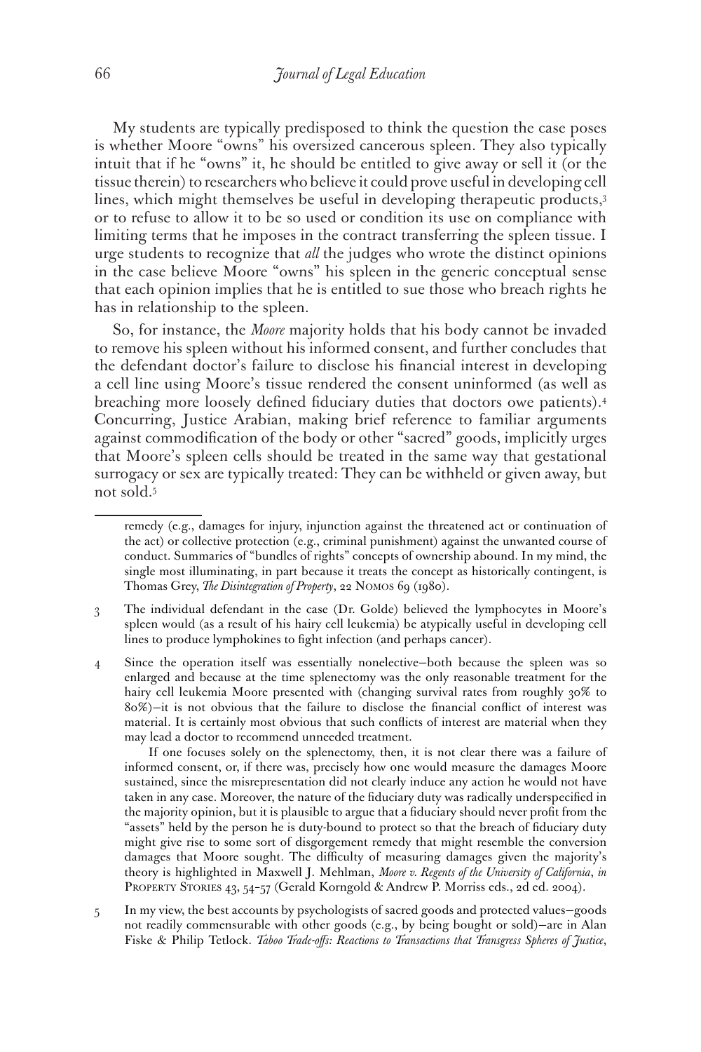My students are typically predisposed to think the question the case poses is whether Moore "owns" his oversized cancerous spleen. They also typically intuit that if he "owns" it, he should be entitled to give away or sell it (or the tissue therein) to researchers who believe it could prove useful in developing cell lines, which might themselves be useful in developing therapeutic products,[3] or to refuse to allow it to be so used or condition its use on compliance with limiting terms that he imposes in the contract transferring the spleen tissue. I urge students to recognize that *all* the judges who wrote the distinct opinions in the case believe Moore "owns" his spleen in the generic conceptual sense that each opinion implies that he is entitled to sue those who breach rights he has in relationship to the spleen.

So, for instance, the *Moore* majority holds that his body cannot be invaded to remove his spleen without his informed consent, and further concludes that the defendant doctor's failure to disclose his financial interest in developing a cell line using Moore's tissue rendered the consent uninformed (as well as breaching more loosely defined fiduciary duties that doctors owe patients).[4] Concurring, Justice Arabian, making brief reference to familiar arguments against commodification of the body or other "sacred" goods, implicitly urges that Moore's spleen cells should be treated in the same way that gestational surrogacy or sex are typically treated: They can be withheld or given away, but not sold.[5]

---

remedy (e.g., damages for injury, injunction against the threatened act or continuation of the act) or collective protection (e.g., criminal punishment) against the unwanted course of conduct. Summaries of "bundles of rights" concepts of ownership abound. In my mind, the single most illuminating, in part because it treats the concept as historically contingent, is Thomas Grey, *The Disintegration of Property*, 22 NOMOS 69 (1980).

3 The individual defendant in the case (Dr. Golde) believed the lymphocytes in Moore's spleen would (as a result of his hairy cell leukemia) be atypically useful in developing cell lines to produce lymphokines to fight infection (and perhaps cancer).

4 Since the operation itself was essentially nonelective—both because the spleen was so enlarged and because at the time splenectomy was the only reasonable treatment for the hairy cell leukemia Moore presented with (changing survival rates from roughly 30% to 80%)—it is not obvious that the failure to disclose the financial conflict of interest was material. It is certainly most obvious that such conflicts of interest are material when they may lead a doctor to recommend unneeded treatment.

If one focuses solely on the splenectomy, then, it is not clear there was a failure of informed consent, or, if there was, precisely how one would measure the damages Moore sustained, since the misrepresentation did not clearly induce any action he would not have taken in any case. Moreover, the nature of the fiduciary duty was radically underspecified in the majority opinion, but it is plausible to argue that a fiduciary should never profit from the "assets" held by the person he is duty-bound to protect so that the breach of fiduciary duty might give rise to some sort of disgorgement remedy that might resemble the conversion damages that Moore sought. The difficulty of measuring damages given the majority's theory is highlighted in Maxwell J. Mehlman, *Moore v. Regents of the University of California*, *in* PROPERTY STORIES 43, 54–57 (Gerald Korngold & Andrew P. Morriss eds., 2d ed. 2004).

5 In my view, the best accounts by psychologists of sacred goods and protected values—goods not readily commensurable with other goods (e.g., by being bought or sold)—are in Alan Fiske & Philip Tetlock. *Taboo Trade-offs: Reactions to Transactions that Transgress Spheres of Justice*,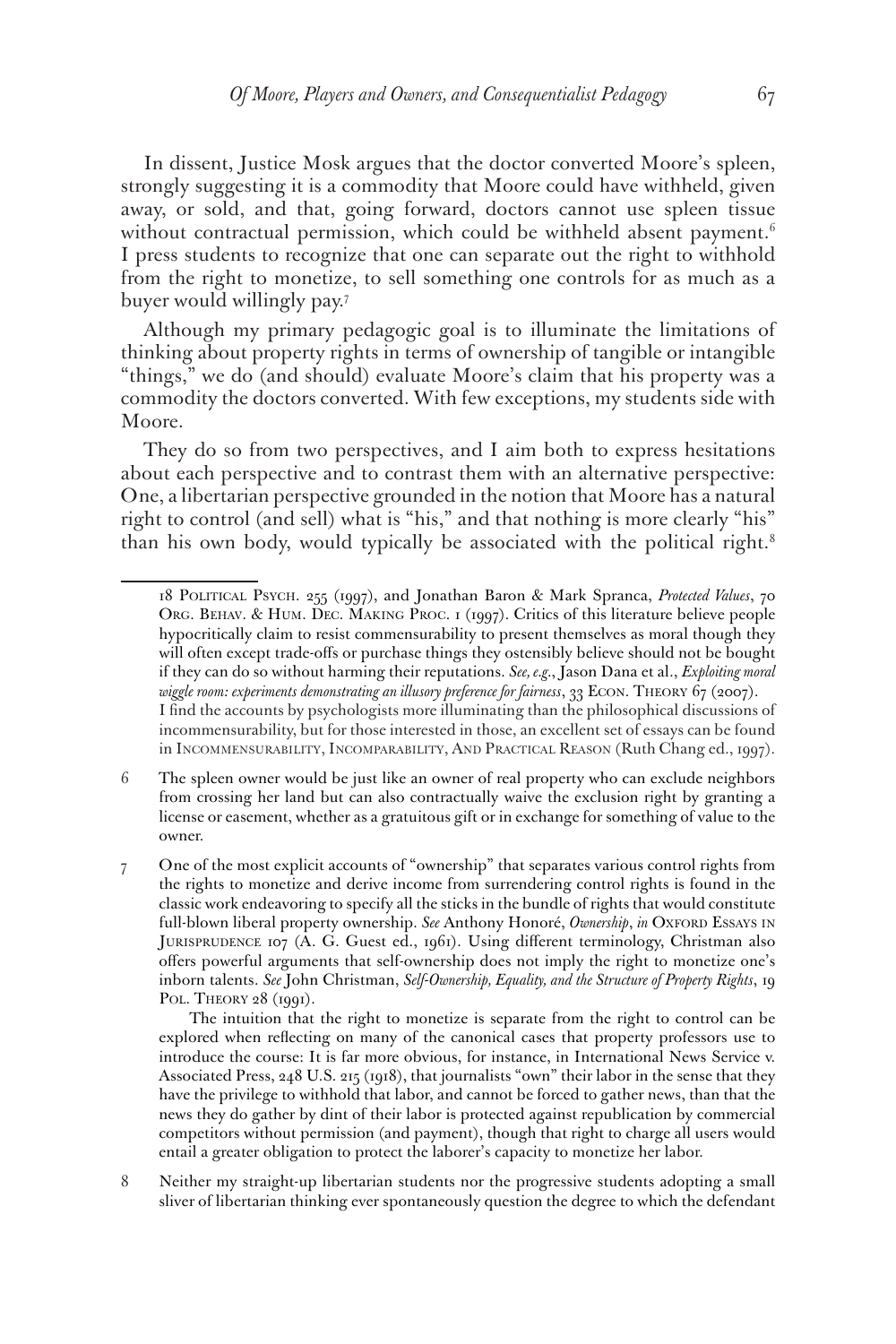In dissent, Justice Mosk argues that the doctor converted Moore's spleen, strongly suggesting it is a commodity that Moore could have withheld, given away, or sold, and that, going forward, doctors cannot use spleen tissue without contractual permission, which could be withheld absent payment.[6] I press students to recognize that one can separate out the right to withhold from the right to monetize, to sell something one controls for as much as a buyer would willingly pay.[7]

Although my primary pedagogic goal is to illuminate the limitations of thinking about property rights in terms of ownership of tangible or intangible "things," we do (and should) evaluate Moore's claim that his property was a commodity the doctors converted. With few exceptions, my students side with Moore.

They do so from two perspectives, and I aim both to express hesitations about each perspective and to contrast them with an alternative perspective: One, a libertarian perspective grounded in the notion that Moore has a natural right to control (and sell) what is "his," and that nothing is more clearly "his" than his own body, would typically be associated with the political right.[8]

---

18 Political Psych. 255 (1997), and Jonathan Baron & Mark Spranca, *Protected Values*, 70 Org. Behav. & Hum. Dec. Making Proc. 1 (1997). Critics of this literature believe people hypocritically claim to resist commensurability to present themselves as moral though they will often except trade-offs or purchase things they ostensibly believe should not be bought if they can do so without harming their reputations. *See, e.g.*, Jason Dana et al., *Exploiting moral wiggle room: experiments demonstrating an illusory preference for fairness*, 33 Econ. Theory 67 (2007). I find the accounts by psychologists more illuminating than the philosophical discussions of incommensurability, but for those interested in those, an excellent set of essays can be found in Incommensurability, Incomparability, And Practical Reason (Ruth Chang ed., 1997).

6 The spleen owner would be just like an owner of real property who can exclude neighbors from crossing her land but can also contractually waive the exclusion right by granting a license or easement, whether as a gratuitous gift or in exchange for something of value to the owner.

7 One of the most explicit accounts of "ownership" that separates various control rights from the rights to monetize and derive income from surrendering control rights is found in the classic work endeavoring to specify all the sticks in the bundle of rights that would constitute full-blown liberal property ownership. *See* Anthony Honoré, *Ownership*, *in* Oxford Essays in Jurisprudence 107 (A. G. Guest ed., 1961). Using different terminology, Christman also offers powerful arguments that self-ownership does not imply the right to monetize one's inborn talents. *See* John Christman, *Self-Ownership, Equality, and the Structure of Property Rights*, 19 Pol. Theory 28 (1991).

The intuition that the right to monetize is separate from the right to control can be explored when reflecting on many of the canonical cases that property professors use to introduce the course: It is far more obvious, for instance, in International News Service v. Associated Press, 248 U.S. 215 (1918), that journalists "own" their labor in the sense that they have the privilege to withhold that labor, and cannot be forced to gather news, than that the news they do gather by dint of their labor is protected against republication by commercial competitors without permission (and payment), though that right to charge all users would entail a greater obligation to protect the laborer's capacity to monetize her labor.

8 Neither my straight-up libertarian students nor the progressive students adopting a small sliver of libertarian thinking ever spontaneously question the degree to which the defendant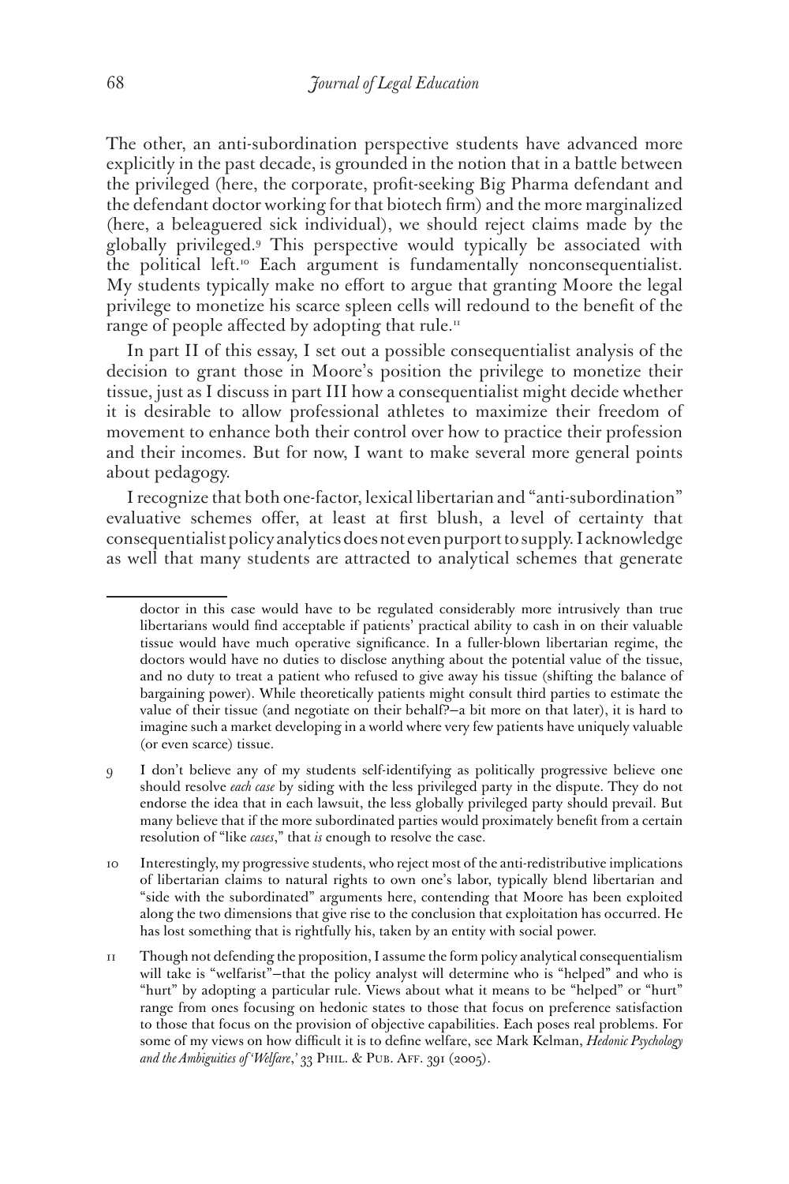The other, an anti-subordination perspective students have advanced more explicitly in the past decade, is grounded in the notion that in a battle between the privileged (here, the corporate, profit-seeking Big Pharma defendant and the defendant doctor working for that biotech firm) and the more marginalized (here, a beleaguered sick individual), we should reject claims made by the globally privileged.[9] This perspective would typically be associated with the political left.[10] Each argument is fundamentally nonconsequentialist. My students typically make no effort to argue that granting Moore the legal privilege to monetize his scarce spleen cells will redound to the benefit of the range of people affected by adopting that rule.[11]

In part II of this essay, I set out a possible consequentialist analysis of the decision to grant those in Moore's position the privilege to monetize their tissue, just as I discuss in part III how a consequentialist might decide whether it is desirable to allow professional athletes to maximize their freedom of movement to enhance both their control over how to practice their profession and their incomes. But for now, I want to make several more general points about pedagogy.

I recognize that both one-factor, lexical libertarian and "anti-subordination" evaluative schemes offer, at least at first blush, a level of certainty that consequentialist policy analytics does not even purport to supply. I acknowledge as well that many students are attracted to analytical schemes that generate

---

doctor in this case would have to be regulated considerably more intrusively than true libertarians would find acceptable if patients' practical ability to cash in on their valuable tissue would have much operative significance. In a fuller-blown libertarian regime, the doctors would have no duties to disclose anything about the potential value of the tissue, and no duty to treat a patient who refused to give away his tissue (shifting the balance of bargaining power). While theoretically patients might consult third parties to estimate the value of their tissue (and negotiate on their behalf?—a bit more on that later), it is hard to imagine such a market developing in a world where very few patients have uniquely valuable (or even scarce) tissue.

9 I don't believe any of my students self-identifying as politically progressive believe one should resolve *each case* by siding with the less privileged party in the dispute. They do not endorse the idea that in each lawsuit, the less globally privileged party should prevail. But many believe that if the more subordinated parties would proximately benefit from a certain resolution of "like *cases*," that *is* enough to resolve the case.

10 Interestingly, my progressive students, who reject most of the anti-redistributive implications of libertarian claims to natural rights to own one's labor, typically blend libertarian and "side with the subordinated" arguments here, contending that Moore has been exploited along the two dimensions that give rise to the conclusion that exploitation has occurred. He has lost something that is rightfully his, taken by an entity with social power.

11 Though not defending the proposition, I assume the form policy analytical consequentialism will take is "welfarist"—that the policy analyst will determine who is "helped" and who is "hurt" by adopting a particular rule. Views about what it means to be "helped" or "hurt" range from ones focusing on hedonic states to those that focus on preference satisfaction to those that focus on the provision of objective capabilities. Each poses real problems. For some of my views on how difficult it is to define welfare, see Mark Kelman, *Hedonic Psychology and the Ambiguities of 'Welfare*,' 33 Phil. & Pub. Aff. 391 (2005).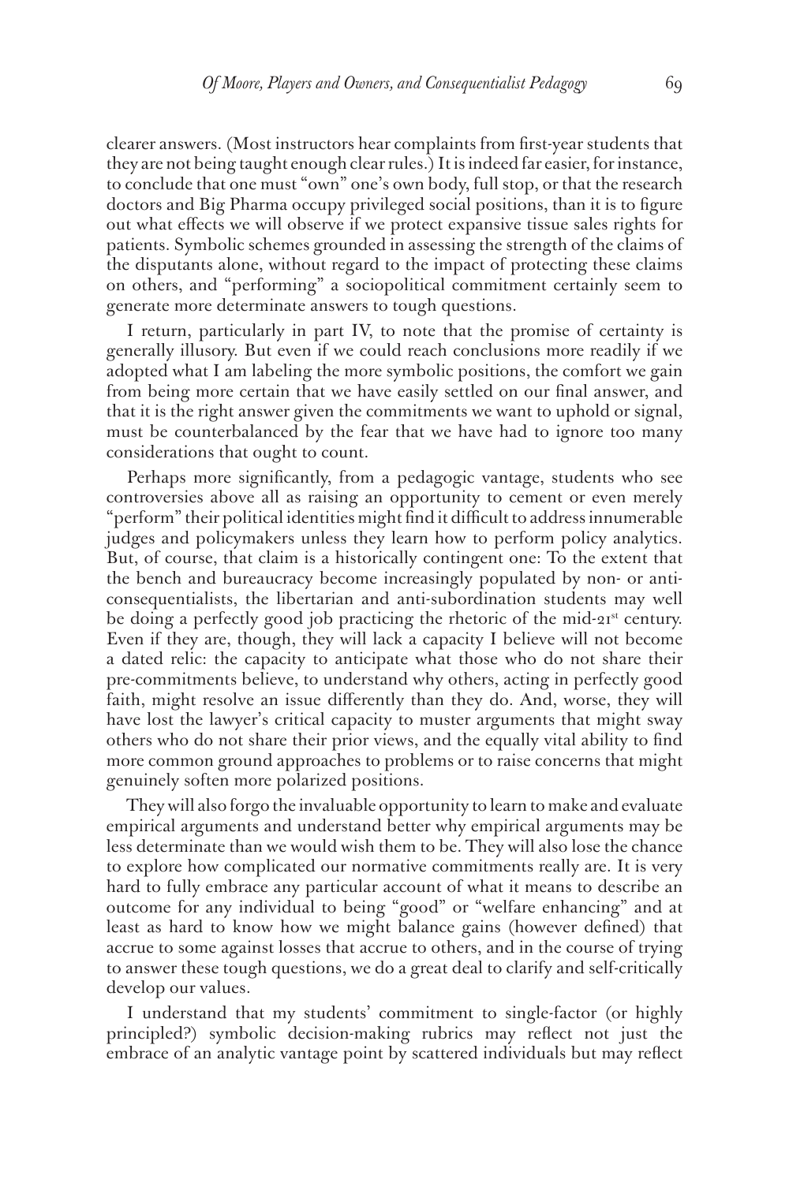clearer answers. (Most instructors hear complaints from first-year students that they are not being taught enough clear rules.) It is indeed far easier, for instance, to conclude that one must "own" one's own body, full stop, or that the research doctors and Big Pharma occupy privileged social positions, than it is to figure out what effects we will observe if we protect expansive tissue sales rights for patients. Symbolic schemes grounded in assessing the strength of the claims of the disputants alone, without regard to the impact of protecting these claims on others, and "performing" a sociopolitical commitment certainly seem to generate more determinate answers to tough questions.

I return, particularly in part IV, to note that the promise of certainty is generally illusory. But even if we could reach conclusions more readily if we adopted what I am labeling the more symbolic positions, the comfort we gain from being more certain that we have easily settled on our final answer, and that it is the right answer given the commitments we want to uphold or signal, must be counterbalanced by the fear that we have had to ignore too many considerations that ought to count.

Perhaps more significantly, from a pedagogic vantage, students who see controversies above all as raising an opportunity to cement or even merely "perform" their political identities might find it difficult to address innumerable judges and policymakers unless they learn how to perform policy analytics. But, of course, that claim is a historically contingent one: To the extent that the bench and bureaucracy become increasingly populated by non- or anti-consequentialists, the libertarian and anti-subordination students may well be doing a perfectly good job practicing the rhetoric of the mid-21st century. Even if they are, though, they will lack a capacity I believe will not become a dated relic: the capacity to anticipate what those who do not share their pre-commitments believe, to understand why others, acting in perfectly good faith, might resolve an issue differently than they do. And, worse, they will have lost the lawyer's critical capacity to muster arguments that might sway others who do not share their prior views, and the equally vital ability to find more common ground approaches to problems or to raise concerns that might genuinely soften more polarized positions.

They will also forgo the invaluable opportunity to learn to make and evaluate empirical arguments and understand better why empirical arguments may be less determinate than we would wish them to be. They will also lose the chance to explore how complicated our normative commitments really are. It is very hard to fully embrace any particular account of what it means to describe an outcome for any individual to being "good" or "welfare enhancing" and at least as hard to know how we might balance gains (however defined) that accrue to some against losses that accrue to others, and in the course of trying to answer these tough questions, we do a great deal to clarify and self-critically develop our values.

I understand that my students' commitment to single-factor (or highly principled?) symbolic decision-making rubrics may reflect not just the embrace of an analytic vantage point by scattered individuals but may reflect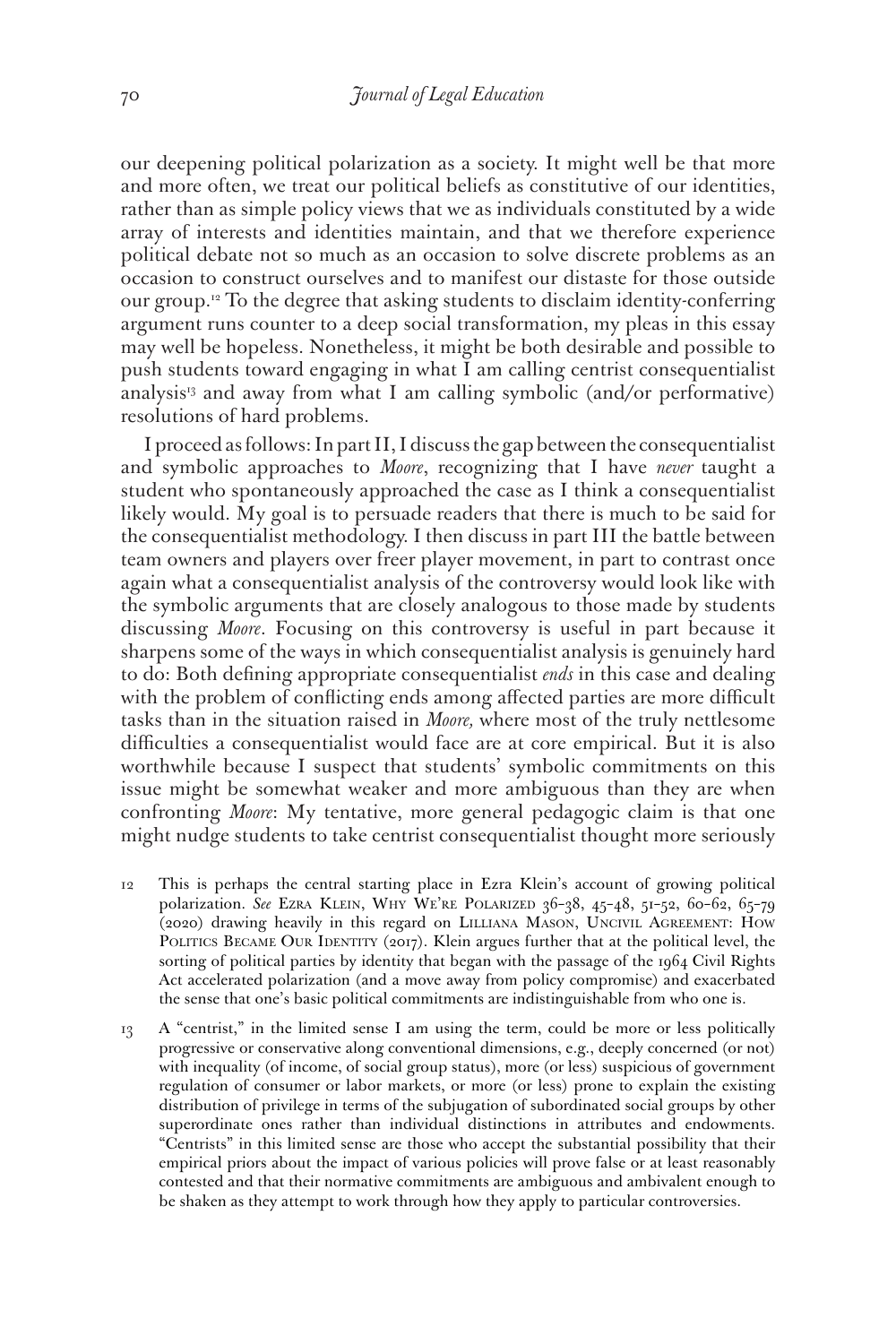our deepening political polarization as a society. It might well be that more and more often, we treat our political beliefs as constitutive of our identities, rather than as simple policy views that we as individuals constituted by a wide array of interests and identities maintain, and that we therefore experience political debate not so much as an occasion to solve discrete problems as an occasion to construct ourselves and to manifest our distaste for those outside our group.[12] To the degree that asking students to disclaim identity-conferring argument runs counter to a deep social transformation, my pleas in this essay may well be hopeless. Nonetheless, it might be both desirable and possible to push students toward engaging in what I am calling centrist consequentialist analysis[13] and away from what I am calling symbolic (and/or performative) resolutions of hard problems.

I proceed as follows: In part II, I discuss the gap between the consequentialist and symbolic approaches to *Moore*, recognizing that I have *never* taught a student who spontaneously approached the case as I think a consequentialist likely would. My goal is to persuade readers that there is much to be said for the consequentialist methodology. I then discuss in part III the battle between team owners and players over freer player movement, in part to contrast once again what a consequentialist analysis of the controversy would look like with the symbolic arguments that are closely analogous to those made by students discussing *Moore*. Focusing on this controversy is useful in part because it sharpens some of the ways in which consequentialist analysis is genuinely hard to do: Both defining appropriate consequentialist *ends* in this case and dealing with the problem of conflicting ends among affected parties are more difficult tasks than in the situation raised in *Moore,* where most of the truly nettlesome difficulties a consequentialist would face are at core empirical. But it is also worthwhile because I suspect that students' symbolic commitments on this issue might be somewhat weaker and more ambiguous than they are when confronting *Moore*: My tentative, more general pedagogic claim is that one might nudge students to take centrist consequentialist thought more seriously

12 This is perhaps the central starting place in Ezra Klein's account of growing political polarization. *See* Ezra Klein, Why We're Polarized 36–38, 45–48, 51–52, 60–62, 65–79 (2020) drawing heavily in this regard on Lilliana Mason, Uncivil Agreement: How Politics Became Our Identity (2017). Klein argues further that at the political level, the sorting of political parties by identity that began with the passage of the 1964 Civil Rights Act accelerated polarization (and a move away from policy compromise) and exacerbated the sense that one's basic political commitments are indistinguishable from who one is.

13 A "centrist," in the limited sense I am using the term, could be more or less politically progressive or conservative along conventional dimensions, e.g., deeply concerned (or not) with inequality (of income, of social group status), more (or less) suspicious of government regulation of consumer or labor markets, or more (or less) prone to explain the existing distribution of privilege in terms of the subjugation of subordinated social groups by other superordinate ones rather than individual distinctions in attributes and endowments. "Centrists" in this limited sense are those who accept the substantial possibility that their empirical priors about the impact of various policies will prove false or at least reasonably contested and that their normative commitments are ambiguous and ambivalent enough to be shaken as they attempt to work through how they apply to particular controversies.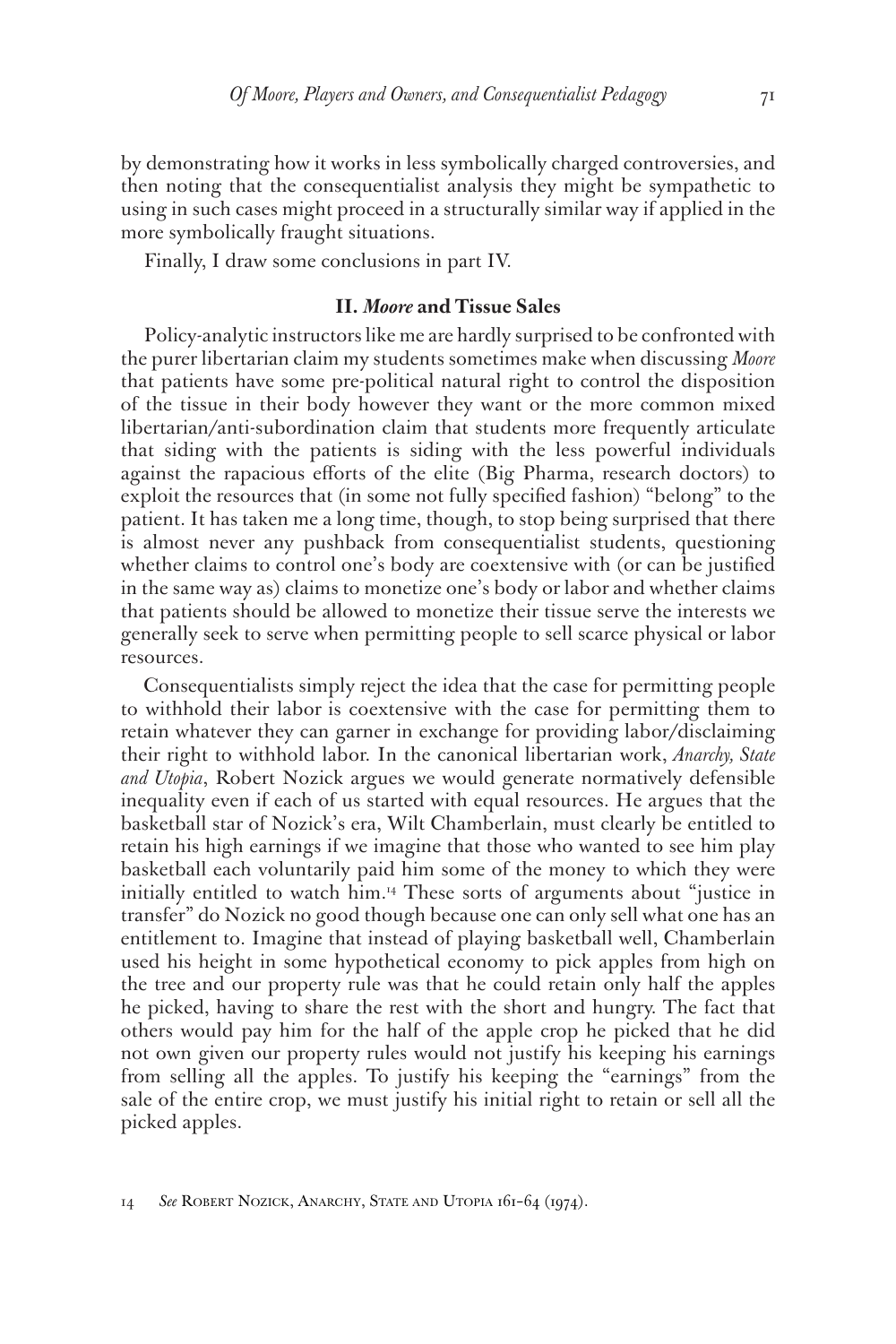by demonstrating how it works in less symbolically charged controversies, and then noting that the consequentialist analysis they might be sympathetic to using in such cases might proceed in a structurally similar way if applied in the more symbolically fraught situations.

Finally, I draw some conclusions in part IV.

## II. *Moore* and Tissue Sales

Policy-analytic instructors like me are hardly surprised to be confronted with the purer libertarian claim my students sometimes make when discussing *Moore* that patients have some pre-political natural right to control the disposition of the tissue in their body however they want or the more common mixed libertarian/anti-subordination claim that students more frequently articulate that siding with the patients is siding with the less powerful individuals against the rapacious efforts of the elite (Big Pharma, research doctors) to exploit the resources that (in some not fully specified fashion) "belong" to the patient. It has taken me a long time, though, to stop being surprised that there is almost never any pushback from consequentialist students, questioning whether claims to control one's body are coextensive with (or can be justified in the same way as) claims to monetize one's body or labor and whether claims that patients should be allowed to monetize their tissue serve the interests we generally seek to serve when permitting people to sell scarce physical or labor resources.

Consequentialists simply reject the idea that the case for permitting people to withhold their labor is coextensive with the case for permitting them to retain whatever they can garner in exchange for providing labor/disclaiming their right to withhold labor. In the canonical libertarian work, *Anarchy, State and Utopia*, Robert Nozick argues we would generate normatively defensible inequality even if each of us started with equal resources. He argues that the basketball star of Nozick's era, Wilt Chamberlain, must clearly be entitled to retain his high earnings if we imagine that those who wanted to see him play basketball each voluntarily paid him some of the money to which they were initially entitled to watch him.[14] These sorts of arguments about "justice in transfer" do Nozick no good though because one can only sell what one has an entitlement to. Imagine that instead of playing basketball well, Chamberlain used his height in some hypothetical economy to pick apples from high on the tree and our property rule was that he could retain only half the apples he picked, having to share the rest with the short and hungry. The fact that others would pay him for the half of the apple crop he picked that he did not own given our property rules would not justify his keeping his earnings from selling all the apples. To justify his keeping the "earnings" from the sale of the entire crop, we must justify his initial right to retain or sell all the picked apples.

14 *See* Robert Nozick, Anarchy, State and Utopia 161–64 (1974).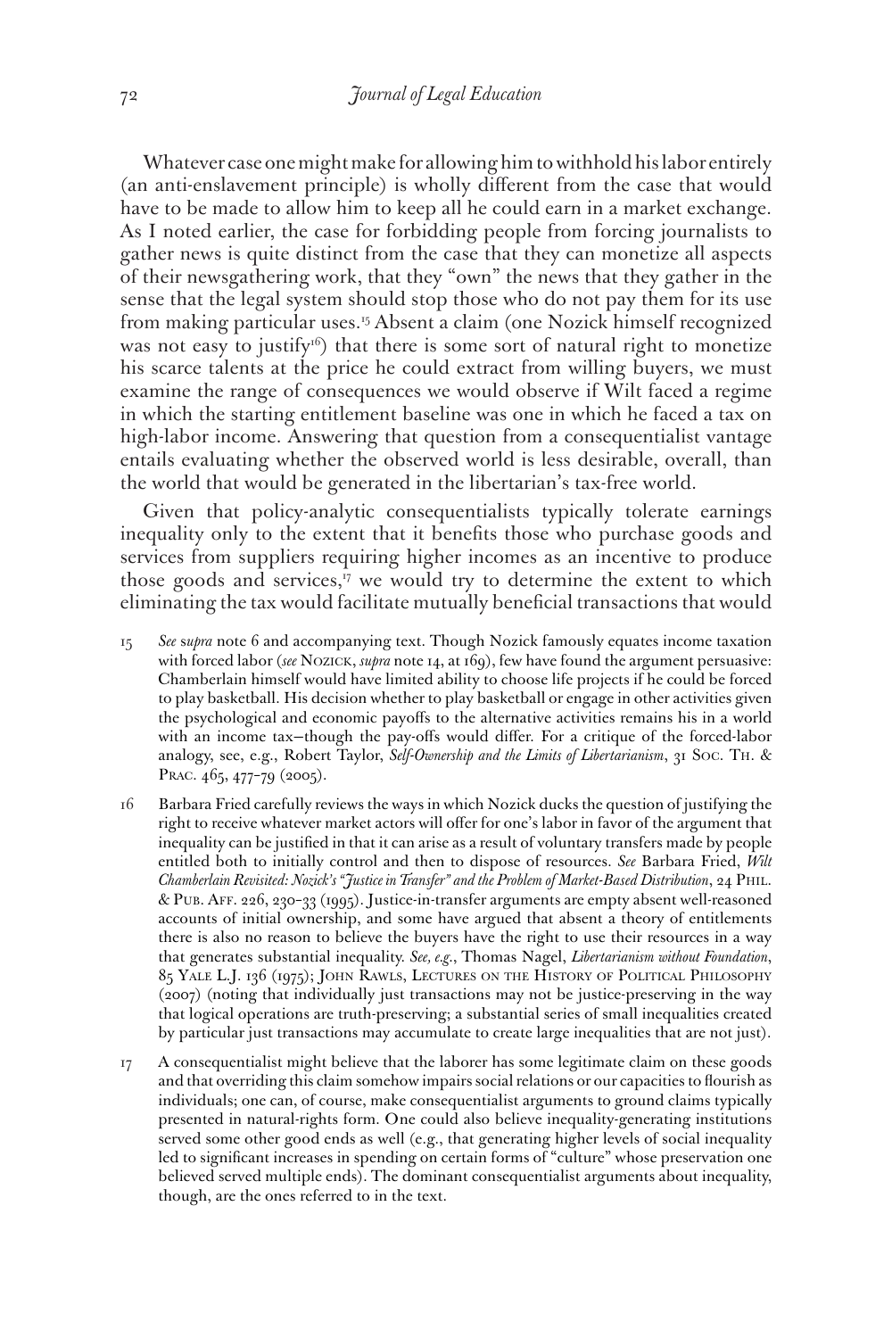Whatever case one might make for allowing him to withhold his labor entirely (an anti-enslavement principle) is wholly different from the case that would have to be made to allow him to keep all he could earn in a market exchange. As I noted earlier, the case for forbidding people from forcing journalists to gather news is quite distinct from the case that they can monetize all aspects of their newsgathering work, that they "own" the news that they gather in the sense that the legal system should stop those who do not pay them for its use from making particular uses.[15] Absent a claim (one Nozick himself recognized was not easy to justify[16]) that there is some sort of natural right to monetize his scarce talents at the price he could extract from willing buyers, we must examine the range of consequences we would observe if Wilt faced a regime in which the starting entitlement baseline was one in which he faced a tax on high-labor income. Answering that question from a consequentialist vantage entails evaluating whether the observed world is less desirable, overall, than the world that would be generated in the libertarian's tax-free world.

Given that policy-analytic consequentialists typically tolerate earnings inequality only to the extent that it benefits those who purchase goods and services from suppliers requiring higher incomes as an incentive to produce those goods and services,[17] we would try to determine the extent to which eliminating the tax would facilitate mutually beneficial transactions that would

15 *See supra* note 6 and accompanying text. Though Nozick famously equates income taxation with forced labor (*see* Nozick, *supra* note 14, at 169), few have found the argument persuasive: Chamberlain himself would have limited ability to choose life projects if he could be forced to play basketball. His decision whether to play basketball or engage in other activities given the psychological and economic payoffs to the alternative activities remains his in a world with an income tax—though the pay-offs would differ. For a critique of the forced-labor analogy, see, e.g., Robert Taylor, *Self-Ownership and the Limits of Libertarianism*, 31 Soc. Th. & Prac. 465, 477–79 (2005).

16 Barbara Fried carefully reviews the ways in which Nozick ducks the question of justifying the right to receive whatever market actors will offer for one's labor in favor of the argument that inequality can be justified in that it can arise as a result of voluntary transfers made by people entitled both to initially control and then to dispose of resources. *See* Barbara Fried, *Wilt Chamberlain Revisited: Nozick's "Justice in Transfer" and the Problem of Market-Based Distribution*, 24 Phil. & Pub. Aff. 226, 230–33 (1995). Justice-in-transfer arguments are empty absent well-reasoned accounts of initial ownership, and some have argued that absent a theory of entitlements there is also no reason to believe the buyers have the right to use their resources in a way that generates substantial inequality. *See, e.g.*, Thomas Nagel, *Libertarianism without Foundation*, 85 Yale L.J. 136 (1975); John Rawls, Lectures on the History of Political Philosophy (2007) (noting that individually just transactions may not be justice-preserving in the way that logical operations are truth-preserving; a substantial series of small inequalities created by particular just transactions may accumulate to create large inequalities that are not just).

17 A consequentialist might believe that the laborer has some legitimate claim on these goods and that overriding this claim somehow impairs social relations or our capacities to flourish as individuals; one can, of course, make consequentialist arguments to ground claims typically presented in natural-rights form. One could also believe inequality-generating institutions served some other good ends as well (e.g., that generating higher levels of social inequality led to significant increases in spending on certain forms of "culture" whose preservation one believed served multiple ends). The dominant consequentialist arguments about inequality, though, are the ones referred to in the text.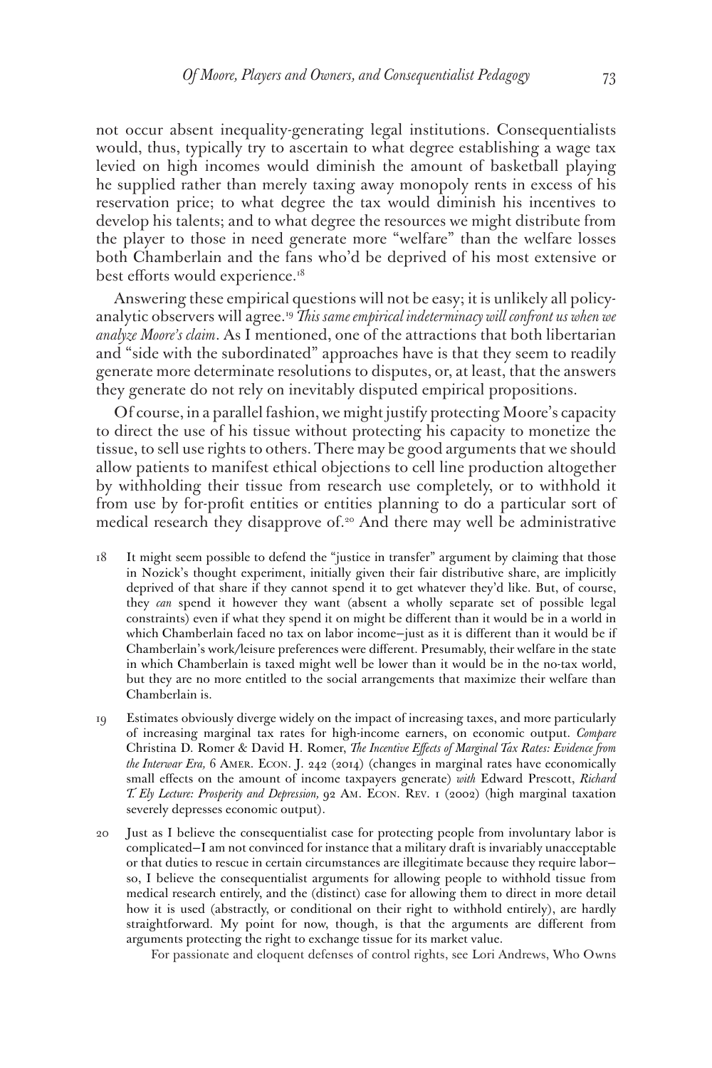not occur absent inequality-generating legal institutions. Consequentialists would, thus, typically try to ascertain to what degree establishing a wage tax levied on high incomes would diminish the amount of basketball playing he supplied rather than merely taxing away monopoly rents in excess of his reservation price; to what degree the tax would diminish his incentives to develop his talents; and to what degree the resources we might distribute from the player to those in need generate more "welfare" than the welfare losses both Chamberlain and the fans who'd be deprived of his most extensive or best efforts would experience.[18]

Answering these empirical questions will not be easy; it is unlikely all policy-analytic observers will agree.[19] *This same empirical indeterminacy will confront us when we analyze Moore's claim*. As I mentioned, one of the attractions that both libertarian and "side with the subordinated" approaches have is that they seem to readily generate more determinate resolutions to disputes, or, at least, that the answers they generate do not rely on inevitably disputed empirical propositions.

Of course, in a parallel fashion, we might justify protecting Moore's capacity to direct the use of his tissue without protecting his capacity to monetize the tissue, to sell use rights to others. There may be good arguments that we should allow patients to manifest ethical objections to cell line production altogether by withholding their tissue from research use completely, or to withhold it from use by for-profit entities or entities planning to do a particular sort of medical research they disapprove of.[20] And there may well be administrative

18 It might seem possible to defend the "justice in transfer" argument by claiming that those in Nozick's thought experiment, initially given their fair distributive share, are implicitly deprived of that share if they cannot spend it to get whatever they'd like. But, of course, they *can* spend it however they want (absent a wholly separate set of possible legal constraints) even if what they spend it on might be different than it would be in a world in which Chamberlain faced no tax on labor income—just as it is different than it would be if Chamberlain's work/leisure preferences were different. Presumably, their welfare in the state in which Chamberlain is taxed might well be lower than it would be in the no-tax world, but they are no more entitled to the social arrangements that maximize their welfare than Chamberlain is.

19 Estimates obviously diverge widely on the impact of increasing taxes, and more particularly of increasing marginal tax rates for high-income earners, on economic output. *Compare* Christina D. Romer & David H. Romer, *The Incentive Effects of Marginal Tax Rates: Evidence from the Interwar Era,* 6 Amer. Econ. J. 242 (2014) (changes in marginal rates have economically small effects on the amount of income taxpayers generate) *with* Edward Prescott, *Richard T. Ely Lecture: Prosperity and Depression,* 92 Am. Econ. Rev. 1 (2002) (high marginal taxation severely depresses economic output).

20 Just as I believe the consequentialist case for protecting people from involuntary labor is complicated—I am not convinced for instance that a military draft is invariably unacceptable or that duties to rescue in certain circumstances are illegitimate because they require labor—so, I believe the consequentialist arguments for allowing people to withhold tissue from medical research entirely, and the (distinct) case for allowing them to direct in more detail how it is used (abstractly, or conditional on their right to withhold entirely), are hardly straightforward. My point for now, though, is that the arguments are different from arguments protecting the right to exchange tissue for its market value.

For passionate and eloquent defenses of control rights, see Lori Andrews, Who Owns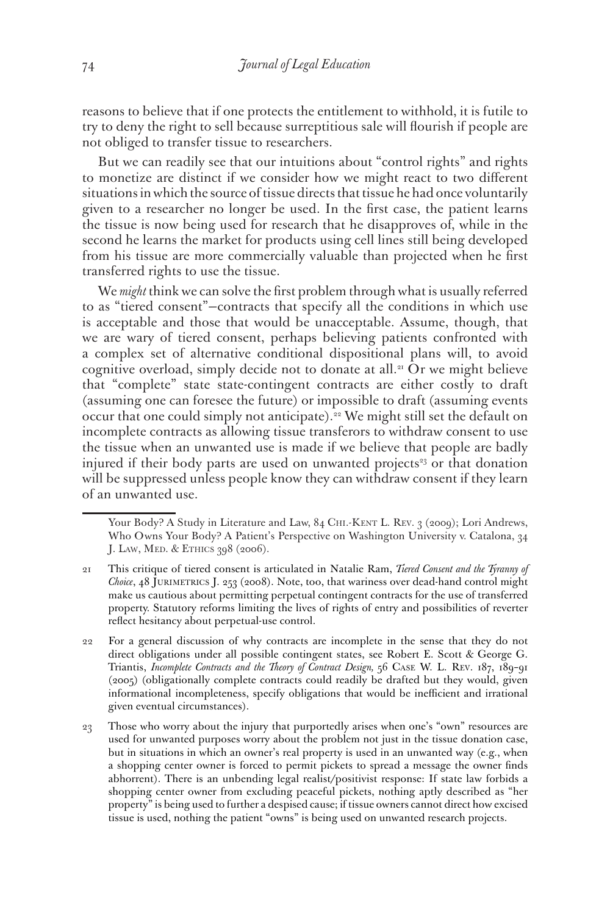reasons to believe that if one protects the entitlement to withhold, it is futile to try to deny the right to sell because surreptitious sale will flourish if people are not obliged to transfer tissue to researchers.

But we can readily see that our intuitions about "control rights" and rights to monetize are distinct if we consider how we might react to two different situations in which the source of tissue directs that tissue he had once voluntarily given to a researcher no longer be used. In the first case, the patient learns the tissue is now being used for research that he disapproves of, while in the second he learns the market for products using cell lines still being developed from his tissue are more commercially valuable than projected when he first transferred rights to use the tissue.

We *might* think we can solve the first problem through what is usually referred to as "tiered consent"—contracts that specify all the conditions in which use is acceptable and those that would be unacceptable. Assume, though, that we are wary of tiered consent, perhaps believing patients confronted with a complex set of alternative conditional dispositional plans will, to avoid cognitive overload, simply decide not to donate at all.[21] Or we might believe that "complete" state state-contingent contracts are either costly to draft (assuming one can foresee the future) or impossible to draft (assuming events occur that one could simply not anticipate).[22] We might still set the default on incomplete contracts as allowing tissue transferors to withdraw consent to use the tissue when an unwanted use is made if we believe that people are badly injured if their body parts are used on unwanted projects[23] or that donation will be suppressed unless people know they can withdraw consent if they learn of an unwanted use.

---

Your Body? A Study in Literature and Law, 84 Chi.-Kent L. Rev. 3 (2009); Lori Andrews, Who Owns Your Body? A Patient's Perspective on Washington University v. Catalona, 34 J. Law, Med. & Ethics 398 (2006).

21 This critique of tiered consent is articulated in Natalie Ram, *Tiered Consent and the Tyranny of Choice*, 48 Jurimetrics J. 253 (2008). Note, too, that wariness over dead-hand control might make us cautious about permitting perpetual contingent contracts for the use of transferred property. Statutory reforms limiting the lives of rights of entry and possibilities of reverter reflect hesitancy about perpetual-use control.

22 For a general discussion of why contracts are incomplete in the sense that they do not direct obligations under all possible contingent states, see Robert E. Scott & George G. Triantis, *Incomplete Contracts and the Theory of Contract Design,* 56 Case W. L. Rev. 187, 189–91 (2005) (obligationally complete contracts could readily be drafted but they would, given informational incompleteness, specify obligations that would be inefficient and irrational given eventual circumstances).

23 Those who worry about the injury that purportedly arises when one's "own" resources are used for unwanted purposes worry about the problem not just in the tissue donation case, but in situations in which an owner's real property is used in an unwanted way (e.g., when a shopping center owner is forced to permit pickets to spread a message the owner finds abhorrent). There is an unbending legal realist/positivist response: If state law forbids a shopping center owner from excluding peaceful pickets, nothing aptly described as "her property" is being used to further a despised cause; if tissue owners cannot direct how excised tissue is used, nothing the patient "owns" is being used on unwanted research projects.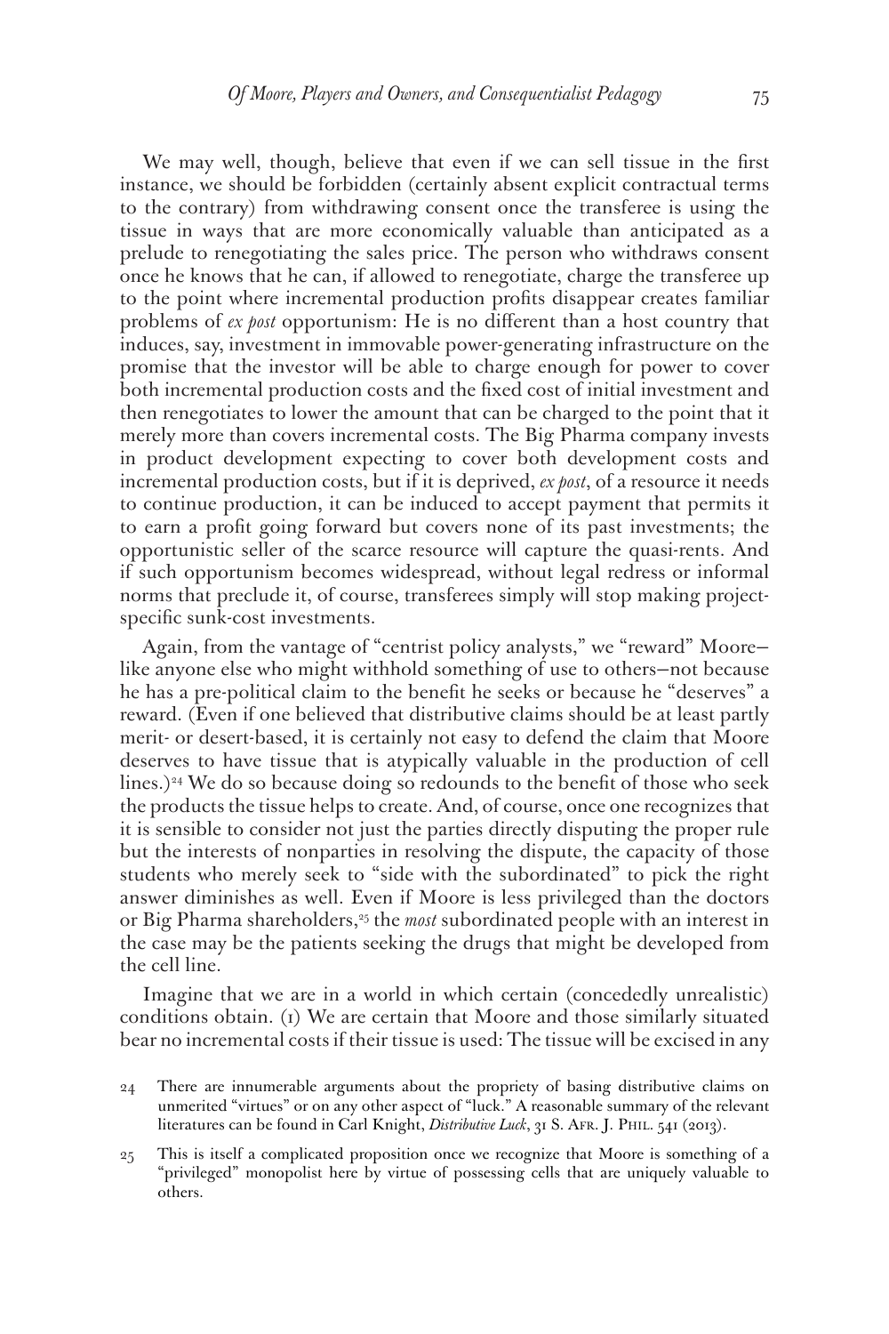We may well, though, believe that even if we can sell tissue in the first instance, we should be forbidden (certainly absent explicit contractual terms to the contrary) from withdrawing consent once the transferee is using the tissue in ways that are more economically valuable than anticipated as a prelude to renegotiating the sales price. The person who withdraws consent once he knows that he can, if allowed to renegotiate, charge the transferee up to the point where incremental production profits disappear creates familiar problems of *ex post* opportunism: He is no different than a host country that induces, say, investment in immovable power-generating infrastructure on the promise that the investor will be able to charge enough for power to cover both incremental production costs and the fixed cost of initial investment and then renegotiates to lower the amount that can be charged to the point that it merely more than covers incremental costs. The Big Pharma company invests in product development expecting to cover both development costs and incremental production costs, but if it is deprived, *ex post*, of a resource it needs to continue production, it can be induced to accept payment that permits it to earn a profit going forward but covers none of its past investments; the opportunistic seller of the scarce resource will capture the quasi-rents. And if such opportunism becomes widespread, without legal redress or informal norms that preclude it, of course, transferees simply will stop making project-specific sunk-cost investments.

Again, from the vantage of "centrist policy analysts," we "reward" Moore—like anyone else who might withhold something of use to others—not because he has a pre-political claim to the benefit he seeks or because he "deserves" a reward. (Even if one believed that distributive claims should be at least partly merit- or desert-based, it is certainly not easy to defend the claim that Moore deserves to have tissue that is atypically valuable in the production of cell lines.)[24] We do so because doing so redounds to the benefit of those who seek the products the tissue helps to create. And, of course, once one recognizes that it is sensible to consider not just the parties directly disputing the proper rule but the interests of nonparties in resolving the dispute, the capacity of those students who merely seek to "side with the subordinated" to pick the right answer diminishes as well. Even if Moore is less privileged than the doctors or Big Pharma shareholders,[25] the *most* subordinated people with an interest in the case may be the patients seeking the drugs that might be developed from the cell line.

Imagine that we are in a world in which certain (concededly unrealistic) conditions obtain. (1) We are certain that Moore and those similarly situated bear no incremental costs if their tissue is used: The tissue will be excised in any

24 There are innumerable arguments about the propriety of basing distributive claims on unmerited "virtues" or on any other aspect of "luck." A reasonable summary of the relevant literatures can be found in Carl Knight, *Distributive Luck*, 31 S. Afr. J. Phil. 541 (2013).

25 This is itself a complicated proposition once we recognize that Moore is something of a "privileged" monopolist here by virtue of possessing cells that are uniquely valuable to others.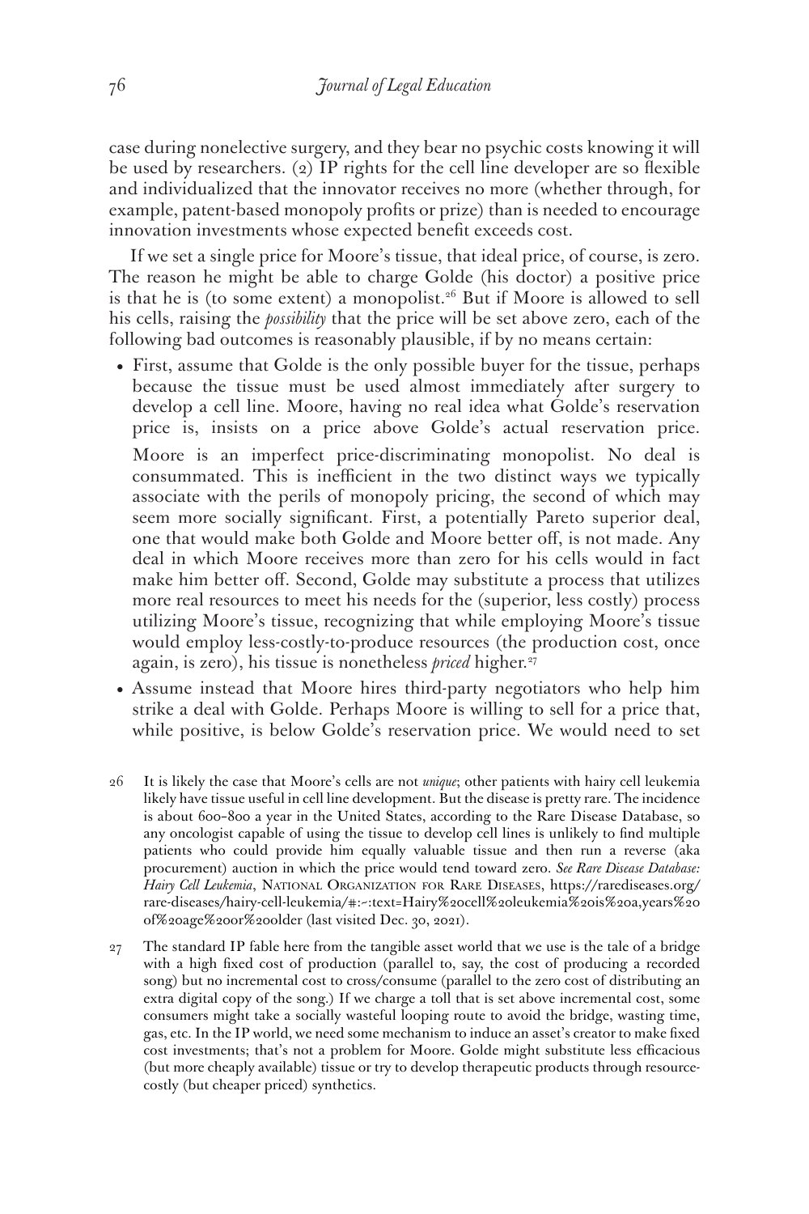case during nonelective surgery, and they bear no psychic costs knowing it will be used by researchers. (2) IP rights for the cell line developer are so flexible and individualized that the innovator receives no more (whether through, for example, patent-based monopoly profits or prize) than is needed to encourage innovation investments whose expected benefit exceeds cost.

If we set a single price for Moore's tissue, that ideal price, of course, is zero. The reason he might be able to charge Golde (his doctor) a positive price is that he is (to some extent) a monopolist.[26] But if Moore is allowed to sell his cells, raising the *possibility* that the price will be set above zero, each of the following bad outcomes is reasonably plausible, if by no means certain:

- First, assume that Golde is the only possible buyer for the tissue, perhaps because the tissue must be used almost immediately after surgery to develop a cell line. Moore, having no real idea what Golde's reservation price is, insists on a price above Golde's actual reservation price.

  Moore is an imperfect price-discriminating monopolist. No deal is consummated. This is inefficient in the two distinct ways we typically associate with the perils of monopoly pricing, the second of which may seem more socially significant. First, a potentially Pareto superior deal, one that would make both Golde and Moore better off, is not made. Any deal in which Moore receives more than zero for his cells would in fact make him better off. Second, Golde may substitute a process that utilizes more real resources to meet his needs for the (superior, less costly) process utilizing Moore's tissue, recognizing that while employing Moore's tissue would employ less-costly-to-produce resources (the production cost, once again, is zero), his tissue is nonetheless *priced* higher.[27]

- Assume instead that Moore hires third-party negotiators who help him strike a deal with Golde. Perhaps Moore is willing to sell for a price that, while positive, is below Golde's reservation price. We would need to set

26 It is likely the case that Moore's cells are not *unique*; other patients with hairy cell leukemia likely have tissue useful in cell line development. But the disease is pretty rare. The incidence is about 600–800 a year in the United States, according to the Rare Disease Database, so any oncologist capable of using the tissue to develop cell lines is unlikely to find multiple patients who could provide him equally valuable tissue and then run a reverse (aka procurement) auction in which the price would tend toward zero. *See Rare Disease Database: Hairy Cell Leukemia*, National Organization for Rare Diseases, https://rarediseases.org/rare-diseases/hairy-cell-leukemia/#:~:text=Hairy%20cell%20leukemia%20is%20a,years%20of%20age%20or%20older (last visited Dec. 30, 2021).

27 The standard IP fable here from the tangible asset world that we use is the tale of a bridge with a high fixed cost of production (parallel to, say, the cost of producing a recorded song) but no incremental cost to cross/consume (parallel to the zero cost of distributing an extra digital copy of the song.) If we charge a toll that is set above incremental cost, some consumers might take a socially wasteful looping route to avoid the bridge, wasting time, gas, etc. In the IP world, we need some mechanism to induce an asset's creator to make fixed cost investments; that's not a problem for Moore. Golde might substitute less efficacious (but more cheaply available) tissue or try to develop therapeutic products through resource-costly (but cheaper priced) synthetics.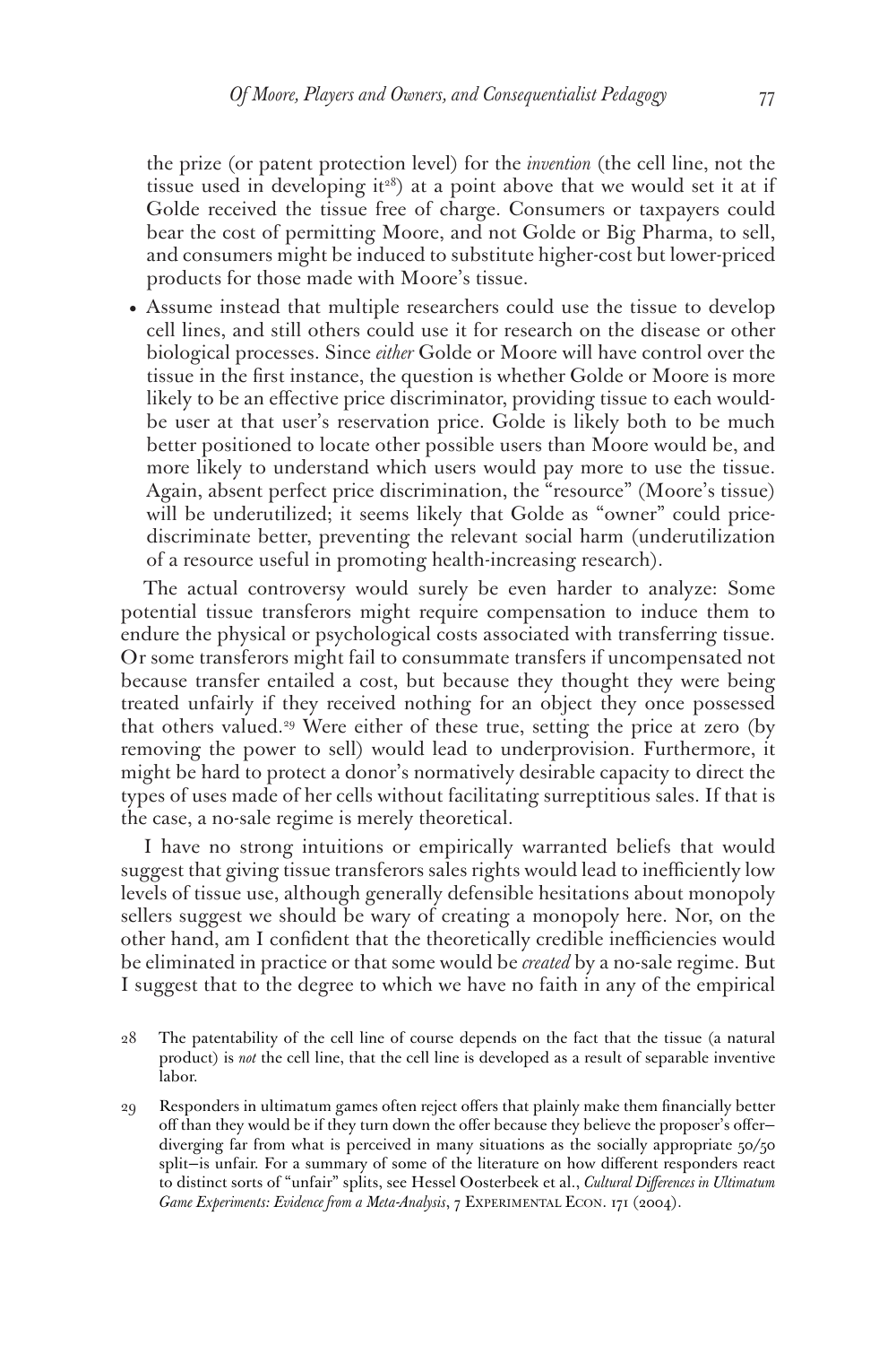the prize (or patent protection level) for the *invention* (the cell line, not the tissue used in developing it[28]) at a point above that we would set it at if Golde received the tissue free of charge. Consumers or taxpayers could bear the cost of permitting Moore, and not Golde or Big Pharma, to sell, and consumers might be induced to substitute higher-cost but lower-priced products for those made with Moore's tissue.

- Assume instead that multiple researchers could use the tissue to develop cell lines, and still others could use it for research on the disease or other biological processes. Since *either* Golde or Moore will have control over the tissue in the first instance, the question is whether Golde or Moore is more likely to be an effective price discriminator, providing tissue to each would-be user at that user's reservation price. Golde is likely both to be much better positioned to locate other possible users than Moore would be, and more likely to understand which users would pay more to use the tissue. Again, absent perfect price discrimination, the "resource" (Moore's tissue) will be underutilized; it seems likely that Golde as "owner" could price-discriminate better, preventing the relevant social harm (underutilization of a resource useful in promoting health-increasing research).

The actual controversy would surely be even harder to analyze: Some potential tissue transferors might require compensation to induce them to endure the physical or psychological costs associated with transferring tissue. Or some transferors might fail to consummate transfers if uncompensated not because transfer entailed a cost, but because they thought they were being treated unfairly if they received nothing for an object they once possessed that others valued.[29] Were either of these true, setting the price at zero (by removing the power to sell) would lead to underprovision. Furthermore, it might be hard to protect a donor's normatively desirable capacity to direct the types of uses made of her cells without facilitating surreptitious sales. If that is the case, a no-sale regime is merely theoretical.

I have no strong intuitions or empirically warranted beliefs that would suggest that giving tissue transferors sales rights would lead to inefficiently low levels of tissue use, although generally defensible hesitations about monopoly sellers suggest we should be wary of creating a monopoly here. Nor, on the other hand, am I confident that the theoretically credible inefficiencies would be eliminated in practice or that some would be *created* by a no-sale regime. But I suggest that to the degree to which we have no faith in any of the empirical

---

28 The patentability of the cell line of course depends on the fact that the tissue (a natural product) is *not* the cell line, that the cell line is developed as a result of separable inventive labor.

29 Responders in ultimatum games often reject offers that plainly make them financially better off than they would be if they turn down the offer because they believe the proposer's offer—diverging far from what is perceived in many situations as the socially appropriate 50/50 split—is unfair. For a summary of some of the literature on how different responders react to distinct sorts of "unfair" splits, see Hessel Oosterbeek et al., *Cultural Differences in Ultimatum Game Experiments: Evidence from a Meta-Analysis*, 7 Experimental Econ. 171 (2004).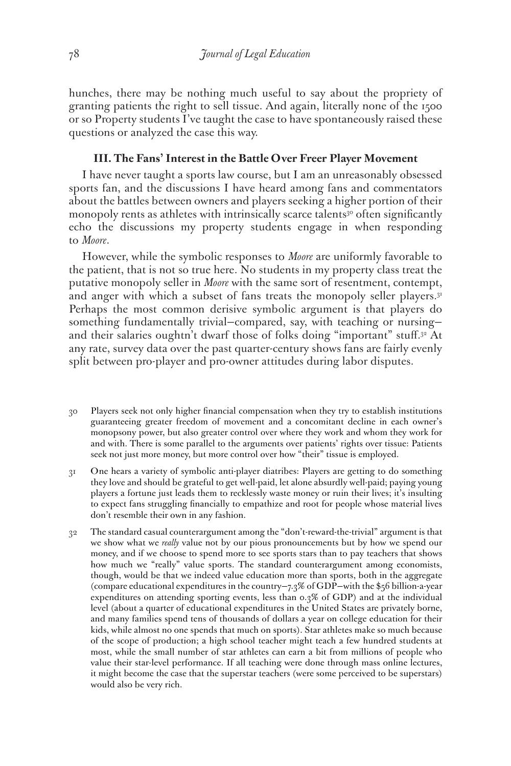hunches, there may be nothing much useful to say about the propriety of granting patients the right to sell tissue. And again, literally none of the 1500 or so Property students I've taught the case to have spontaneously raised these questions or analyzed the case this way.

### III. The Fans' Interest in the Battle Over Freer Player Movement

I have never taught a sports law course, but I am an unreasonably obsessed sports fan, and the discussions I have heard among fans and commentators about the battles between owners and players seeking a higher portion of their monopoly rents as athletes with intrinsically scarce talents[30] often significantly echo the discussions my property students engage in when responding to *Moore*.

However, while the symbolic responses to *Moore* are uniformly favorable to the patient, that is not so true here. No students in my property class treat the putative monopoly seller in *Moore* with the same sort of resentment, contempt, and anger with which a subset of fans treats the monopoly seller players.[31] Perhaps the most common derisive symbolic argument is that players do something fundamentally trivial—compared, say, with teaching or nursing—and their salaries oughtn't dwarf those of folks doing "important" stuff.[32] At any rate, survey data over the past quarter-century shows fans are fairly evenly split between pro-player and pro-owner attitudes during labor disputes.

30 Players seek not only higher financial compensation when they try to establish institutions guaranteeing greater freedom of movement and a concomitant decline in each owner's monopsony power, but also greater control over where they work and whom they work for and with. There is some parallel to the arguments over patients' rights over tissue: Patients seek not just more money, but more control over how "their" tissue is employed.

31 One hears a variety of symbolic anti-player diatribes: Players are getting to do something they love and should be grateful to get well-paid, let alone absurdly well-paid; paying young players a fortune just leads them to recklessly waste money or ruin their lives; it's insulting to expect fans struggling financially to empathize and root for people whose material lives don't resemble their own in any fashion.

32 The standard casual counterargument among the "don't-reward-the-trivial" argument is that we show what we *really* value not by our pious pronouncements but by how we spend our money, and if we choose to spend more to see sports stars than to pay teachers that shows how much we "really" value sports. The standard counterargument among economists, though, would be that we indeed value education more than sports, both in the aggregate (compare educational expenditures in the country—7.3% of GDP—with the $56 billion-a-year expenditures on attending sporting events, less than 0.3% of GDP) and at the individual level (about a quarter of educational expenditures in the United States are privately borne, and many families spend tens of thousands of dollars a year on college education for their kids, while almost no one spends that much on sports). Star athletes make so much because of the scope of production; a high school teacher might teach a few hundred students at most, while the small number of star athletes can earn a bit from millions of people who value their star-level performance. If all teaching were done through mass online lectures, it might become the case that the superstar teachers (were some perceived to be superstars) would also be very rich.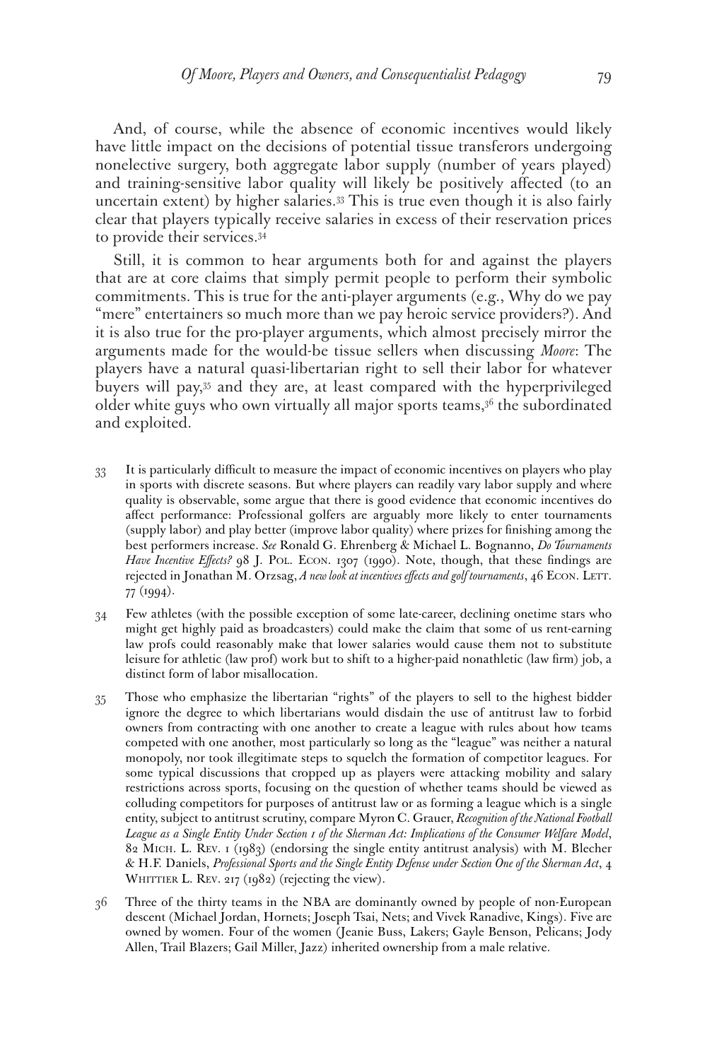And, of course, while the absence of economic incentives would likely have little impact on the decisions of potential tissue transferors undergoing nonelective surgery, both aggregate labor supply (number of years played) and training-sensitive labor quality will likely be positively affected (to an uncertain extent) by higher salaries.[33] This is true even though it is also fairly clear that players typically receive salaries in excess of their reservation prices to provide their services.[34]

Still, it is common to hear arguments both for and against the players that are at core claims that simply permit people to perform their symbolic commitments. This is true for the anti-player arguments (e.g., Why do we pay "mere" entertainers so much more than we pay heroic service providers?). And it is also true for the pro-player arguments, which almost precisely mirror the arguments made for the would-be tissue sellers when discussing *Moore*: The players have a natural quasi-libertarian right to sell their labor for whatever buyers will pay,[35] and they are, at least compared with the hyperprivileged older white guys who own virtually all major sports teams,[36] the subordinated and exploited.

33 It is particularly difficult to measure the impact of economic incentives on players who play in sports with discrete seasons. But where players can readily vary labor supply and where quality is observable, some argue that there is good evidence that economic incentives do affect performance: Professional golfers are arguably more likely to enter tournaments (supply labor) and play better (improve labor quality) where prizes for finishing among the best performers increase. *See* Ronald G. Ehrenberg & Michael L. Bognanno, *Do Tournaments Have Incentive Effects?* 98 J. Pol. Econ. 1307 (1990). Note, though, that these findings are rejected in Jonathan M. Orzsag, *A new look at incentives effects and golf tournaments*, 46 Econ. Lett. 77 (1994).

34 Few athletes (with the possible exception of some late-career, declining onetime stars who might get highly paid as broadcasters) could make the claim that some of us rent-earning law profs could reasonably make that lower salaries would cause them not to substitute leisure for athletic (law prof) work but to shift to a higher-paid nonathletic (law firm) job, a distinct form of labor misallocation.

35 Those who emphasize the libertarian "rights" of the players to sell to the highest bidder ignore the degree to which libertarians would disdain the use of antitrust law to forbid owners from contracting with one another to create a league with rules about how teams competed with one another, most particularly so long as the "league" was neither a natural monopoly, nor took illegitimate steps to squelch the formation of competitor leagues. For some typical discussions that cropped up as players were attacking mobility and salary restrictions across sports, focusing on the question of whether teams should be viewed as colluding competitors for purposes of antitrust law or as forming a league which is a single entity, subject to antitrust scrutiny, compare Myron C. Grauer, *Recognition of the National Football League as a Single Entity Under Section 1 of the Sherman Act: Implications of the Consumer Welfare Model*, 82 Mich. L. Rev. 1 (1983) (endorsing the single entity antitrust analysis) with M. Blecher & H.F. Daniels, *Professional Sports and the Single Entity Defense under Section One of the Sherman Act*, 4 Whittier L. Rev. 217 (1982) (rejecting the view).

36 Three of the thirty teams in the NBA are dominantly owned by people of non-European descent (Michael Jordan, Hornets; Joseph Tsai, Nets; and Vivek Ranadive, Kings). Five are owned by women. Four of the women (Jeanie Buss, Lakers; Gayle Benson, Pelicans; Jody Allen, Trail Blazers; Gail Miller, Jazz) inherited ownership from a male relative.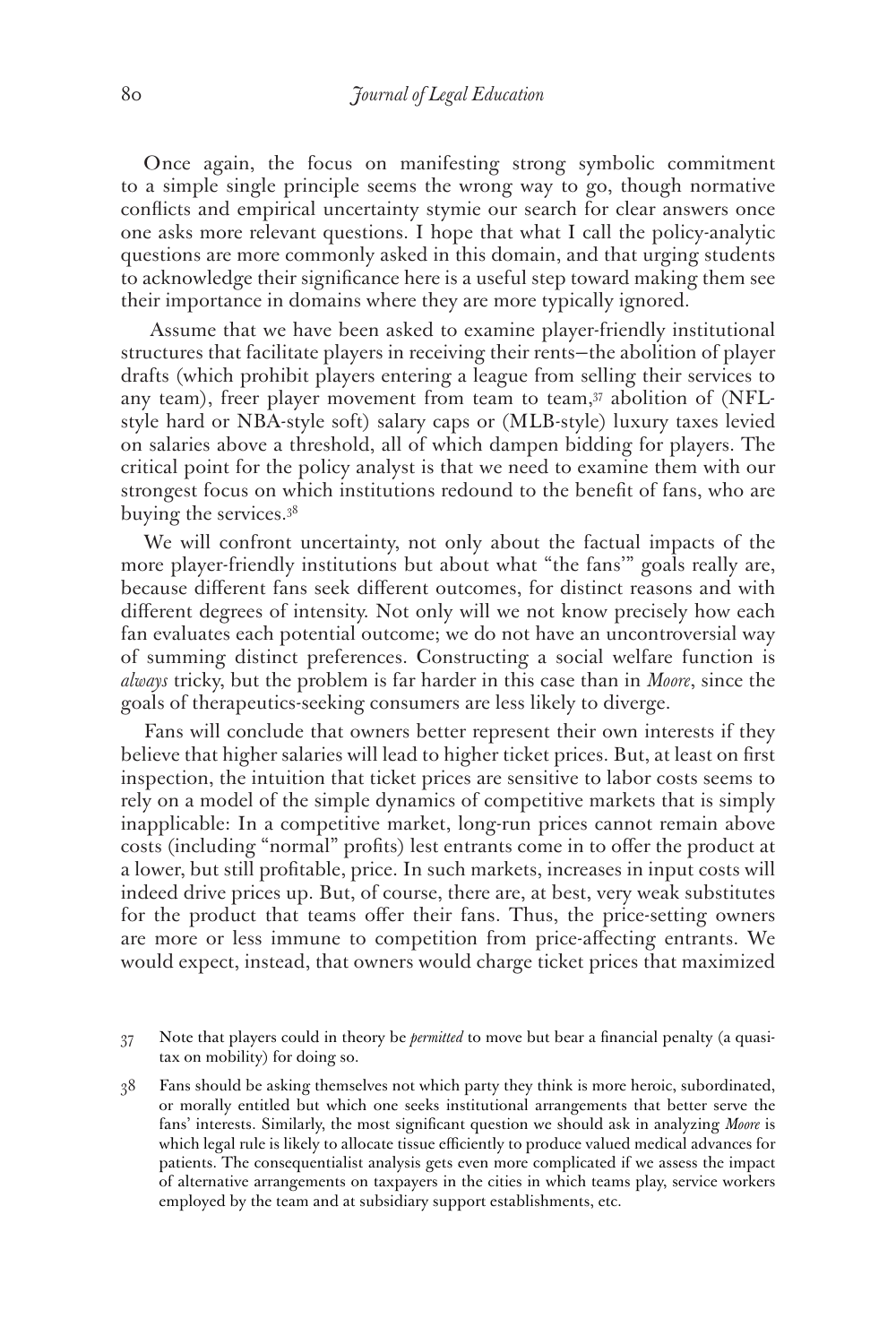Once again, the focus on manifesting strong symbolic commitment to a simple single principle seems the wrong way to go, though normative conflicts and empirical uncertainty stymie our search for clear answers once one asks more relevant questions. I hope that what I call the policy-analytic questions are more commonly asked in this domain, and that urging students to acknowledge their significance here is a useful step toward making them see their importance in domains where they are more typically ignored.

Assume that we have been asked to examine player-friendly institutional structures that facilitate players in receiving their rents—the abolition of player drafts (which prohibit players entering a league from selling their services to any team), freer player movement from team to team,[37] abolition of (NFL-style hard or NBA-style soft) salary caps or (MLB-style) luxury taxes levied on salaries above a threshold, all of which dampen bidding for players. The critical point for the policy analyst is that we need to examine them with our strongest focus on which institutions redound to the benefit of fans, who are buying the services.[38]

We will confront uncertainty, not only about the factual impacts of the more player-friendly institutions but about what "the fans'" goals really are, because different fans seek different outcomes, for distinct reasons and with different degrees of intensity. Not only will we not know precisely how each fan evaluates each potential outcome; we do not have an uncontroversial way of summing distinct preferences. Constructing a social welfare function is *always* tricky, but the problem is far harder in this case than in *Moore*, since the goals of therapeutics-seeking consumers are less likely to diverge.

Fans will conclude that owners better represent their own interests if they believe that higher salaries will lead to higher ticket prices. But, at least on first inspection, the intuition that ticket prices are sensitive to labor costs seems to rely on a model of the simple dynamics of competitive markets that is simply inapplicable: In a competitive market, long-run prices cannot remain above costs (including "normal" profits) lest entrants come in to offer the product at a lower, but still profitable, price. In such markets, increases in input costs will indeed drive prices up. But, of course, there are, at best, very weak substitutes for the product that teams offer their fans. Thus, the price-setting owners are more or less immune to competition from price-affecting entrants. We would expect, instead, that owners would charge ticket prices that maximized

37 Note that players could in theory be *permitted* to move but bear a financial penalty (a quasi-tax on mobility) for doing so.

38 Fans should be asking themselves not which party they think is more heroic, subordinated, or morally entitled but which one seeks institutional arrangements that better serve the fans' interests. Similarly, the most significant question we should ask in analyzing *Moore* is which legal rule is likely to allocate tissue efficiently to produce valued medical advances for patients. The consequentialist analysis gets even more complicated if we assess the impact of alternative arrangements on taxpayers in the cities in which teams play, service workers employed by the team and at subsidiary support establishments, etc.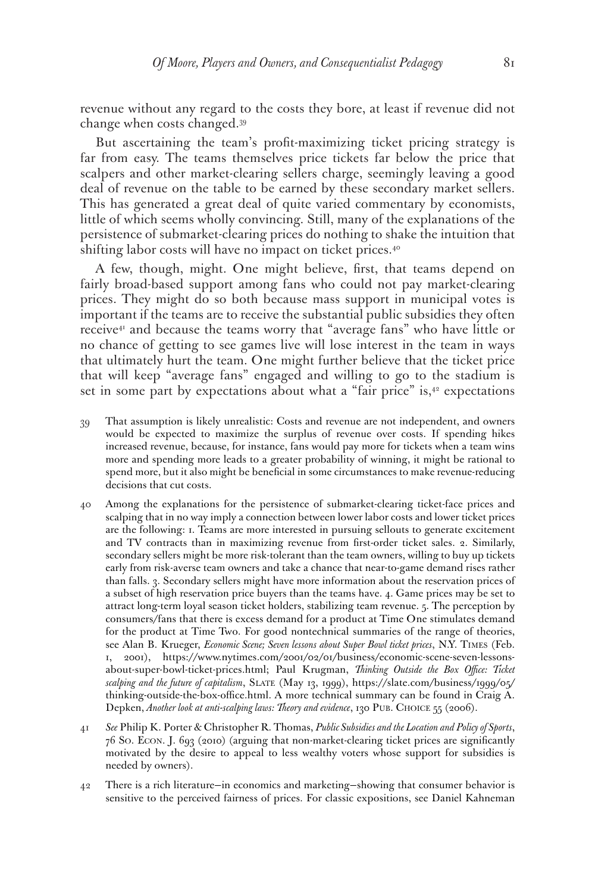revenue without any regard to the costs they bore, at least if revenue did not change when costs changed.[39]

But ascertaining the team's profit-maximizing ticket pricing strategy is far from easy. The teams themselves price tickets far below the price that scalpers and other market-clearing sellers charge, seemingly leaving a good deal of revenue on the table to be earned by these secondary market sellers. This has generated a great deal of quite varied commentary by economists, little of which seems wholly convincing. Still, many of the explanations of the persistence of submarket-clearing prices do nothing to shake the intuition that shifting labor costs will have no impact on ticket prices.[40]

A few, though, might. One might believe, first, that teams depend on fairly broad-based support among fans who could not pay market-clearing prices. They might do so both because mass support in municipal votes is important if the teams are to receive the substantial public subsidies they often receive[41] and because the teams worry that "average fans" who have little or no chance of getting to see games live will lose interest in the team in ways that ultimately hurt the team. One might further believe that the ticket price that will keep "average fans" engaged and willing to go to the stadium is set in some part by expectations about what a "fair price" is,[42] expectations

39 That assumption is likely unrealistic: Costs and revenue are not independent, and owners would be expected to maximize the surplus of revenue over costs. If spending hikes increased revenue, because, for instance, fans would pay more for tickets when a team wins more and spending more leads to a greater probability of winning, it might be rational to spend more, but it also might be beneficial in some circumstances to make revenue-reducing decisions that cut costs.

40 Among the explanations for the persistence of submarket-clearing ticket-face prices and scalping that in no way imply a connection between lower labor costs and lower ticket prices are the following: 1. Teams are more interested in pursuing sellouts to generate excitement and TV contracts than in maximizing revenue from first-order ticket sales. 2. Similarly, secondary sellers might be more risk-tolerant than the team owners, willing to buy up tickets early from risk-averse team owners and take a chance that near-to-game demand rises rather than falls. 3. Secondary sellers might have more information about the reservation prices of a subset of high reservation price buyers than the teams have. 4. Game prices may be set to attract long-term loyal season ticket holders, stabilizing team revenue. 5. The perception by consumers/fans that there is excess demand for a product at Time One stimulates demand for the product at Time Two. For good nontechnical summaries of the range of theories, see Alan B. Krueger, *Economic Scene; Seven lessons about Super Bowl ticket prices*, N.Y. Times (Feb. 1, 2001), https://www.nytimes.com/2001/02/01/business/economic-scene-seven-lessons-about-super-bowl-ticket-prices.html; Paul Krugman, *Thinking Outside the Box Office: Ticket scalping and the future of capitalism*, Slate (May 13, 1999), https://slate.com/business/1999/05/thinking-outside-the-box-office.html. A more technical summary can be found in Craig A. Depken, *Another look at anti-scalping laws: Theory and evidence*, 130 Pub. Choice 55 (2006).

41 *See* Philip K. Porter & Christopher R. Thomas, *Public Subsidies and the Location and Policy of Sports*, 76 So. Econ. J. 693 (2010) (arguing that non-market-clearing ticket prices are significantly motivated by the desire to appeal to less wealthy voters whose support for subsidies is needed by owners).

42 There is a rich literature—in economics and marketing—showing that consumer behavior is sensitive to the perceived fairness of prices. For classic expositions, see Daniel Kahneman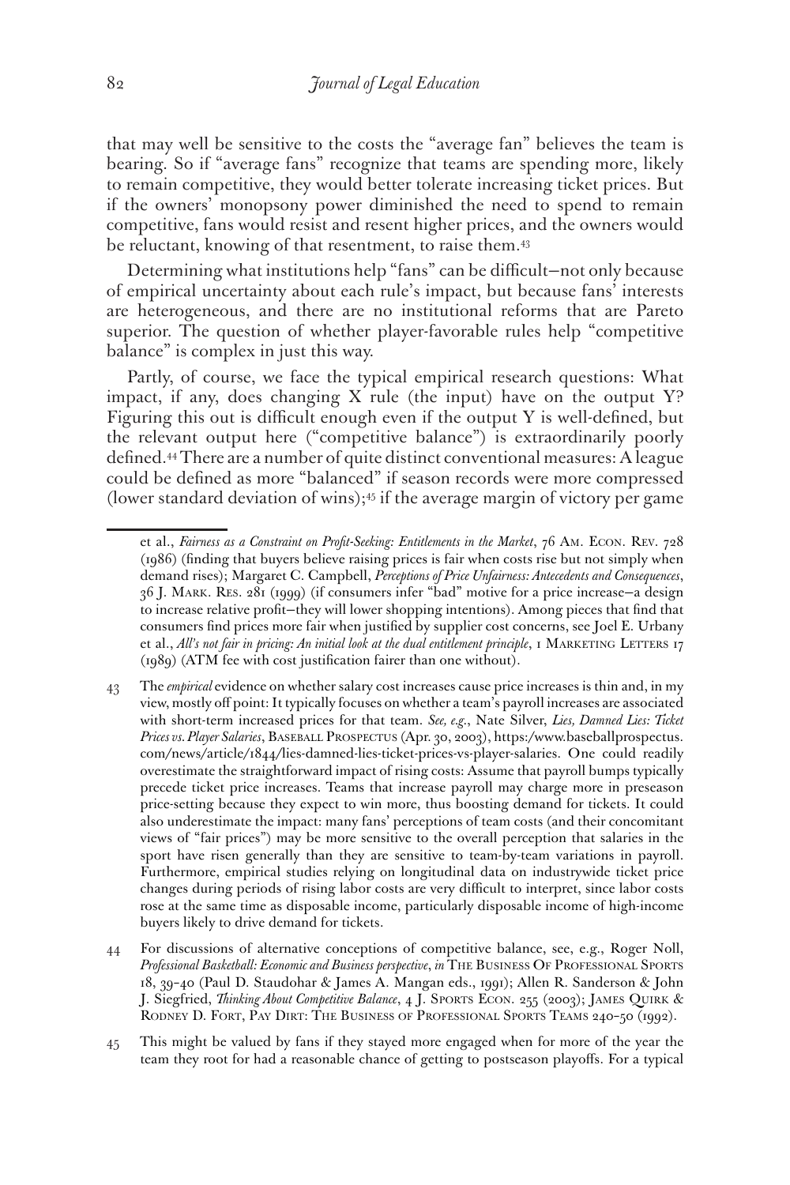that may well be sensitive to the costs the "average fan" believes the team is bearing. So if "average fans" recognize that teams are spending more, likely to remain competitive, they would better tolerate increasing ticket prices. But if the owners' monopsony power diminished the need to spend to remain competitive, fans would resist and resent higher prices, and the owners would be reluctant, knowing of that resentment, to raise them.[43]

Determining what institutions help "fans" can be difficult—not only because of empirical uncertainty about each rule's impact, but because fans' interests are heterogeneous, and there are no institutional reforms that are Pareto superior. The question of whether player-favorable rules help "competitive balance" is complex in just this way.

Partly, of course, we face the typical empirical research questions: What impact, if any, does changing X rule (the input) have on the output Y? Figuring this out is difficult enough even if the output Y is well-defined, but the relevant output here ("competitive balance") is extraordinarily poorly defined.[44] There are a number of quite distinct conventional measures: A league could be defined as more "balanced" if season records were more compressed (lower standard deviation of wins);[45] if the average margin of victory per game

---

et al., *Fairness as a Constraint on Profit-Seeking: Entitlements in the Market*, 76 Am. Econ. Rev. 728 (1986) (finding that buyers believe raising prices is fair when costs rise but not simply when demand rises); Margaret C. Campbell, *Perceptions of Price Unfairness: Antecedents and Consequences*, 36 J. Mark. Res. 281 (1999) (if consumers infer "bad" motive for a price increase—a design to increase relative profit—they will lower shopping intentions). Among pieces that find that consumers find prices more fair when justified by supplier cost concerns, see Joel E. Urbany et al., *All's not fair in pricing: An initial look at the dual entitlement principle*, 1 Marketing Letters 17 (1989) (ATM fee with cost justification fairer than one without).

43 The *empirical* evidence on whether salary cost increases cause price increases is thin and, in my view, mostly off point: It typically focuses on whether a team's payroll increases are associated with short-term increased prices for that team. *See, e.g.*, Nate Silver, *Lies, Damned Lies: Ticket Prices vs. Player Salaries*, Baseball Prospectus (Apr. 30, 2003), https:/www.baseballprospectus.com/news/article/1844/lies-damned-lies-ticket-prices-vs-player-salaries. One could readily overestimate the straightforward impact of rising costs: Assume that payroll bumps typically precede ticket price increases. Teams that increase payroll may charge more in preseason price-setting because they expect to win more, thus boosting demand for tickets. It could also underestimate the impact: many fans' perceptions of team costs (and their concomitant views of "fair prices") may be more sensitive to the overall perception that salaries in the sport have risen generally than they are sensitive to team-by-team variations in payroll. Furthermore, empirical studies relying on longitudinal data on industrywide ticket price changes during periods of rising labor costs are very difficult to interpret, since labor costs rose at the same time as disposable income, particularly disposable income of high-income buyers likely to drive demand for tickets.

44 For discussions of alternative conceptions of competitive balance, see, e.g., Roger Noll, *Professional Basketball: Economic and Business perspective*, *in* The Business Of Professional Sports 18, 39–40 (Paul D. Staudohar & James A. Mangan eds., 1991); Allen R. Sanderson & John J. Siegfried, *Thinking About Competitive Balance*, 4 J. Sports Econ. 255 (2003); James Quirk & Rodney D. Fort, Pay Dirt: The Business of Professional Sports Teams 240–50 (1992).

45 This might be valued by fans if they stayed more engaged when for more of the year the team they root for had a reasonable chance of getting to postseason playoffs. For a typical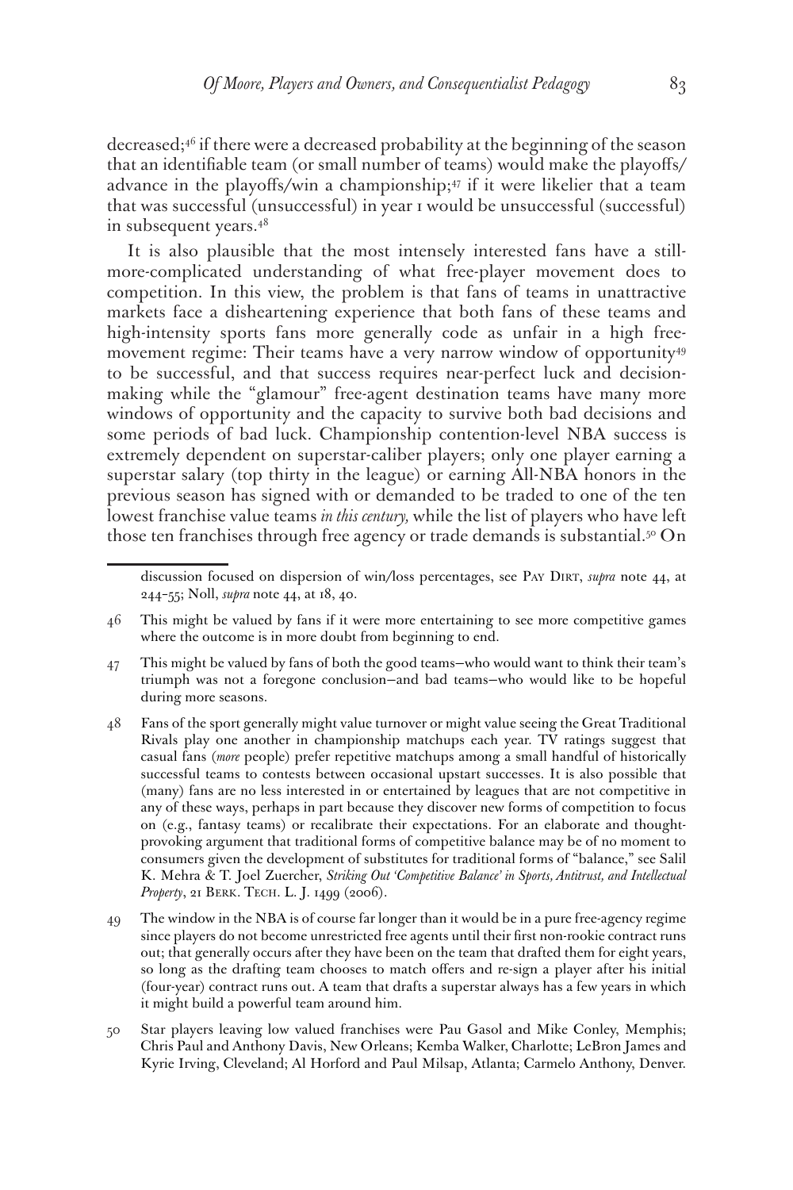decreased;[46] if there were a decreased probability at the beginning of the season that an identifiable team (or small number of teams) would make the playoffs/advance in the playoffs/win a championship;[47] if it were likelier that a team that was successful (unsuccessful) in year 1 would be unsuccessful (successful) in subsequent years.[48]

It is also plausible that the most intensely interested fans have a still-more-complicated understanding of what free-player movement does to competition. In this view, the problem is that fans of teams in unattractive markets face a disheartening experience that both fans of these teams and high-intensity sports fans more generally code as unfair in a high free-movement regime: Their teams have a very narrow window of opportunity[49] to be successful, and that success requires near-perfect luck and decision-making while the "glamour" free-agent destination teams have many more windows of opportunity and the capacity to survive both bad decisions and some periods of bad luck. Championship contention-level NBA success is extremely dependent on superstar-caliber players; only one player earning a superstar salary (top thirty in the league) or earning All-NBA honors in the previous season has signed with or demanded to be traded to one of the ten lowest franchise value teams *in this century,* while the list of players who have left those ten franchises through free agency or trade demands is substantial.[50] On

---

discussion focused on dispersion of win/loss percentages, see PAY DIRT, *supra* note 44, at 244–55; Noll, *supra* note 44, at 18, 40.

46 This might be valued by fans if it were more entertaining to see more competitive games where the outcome is in more doubt from beginning to end.

47 This might be valued by fans of both the good teams—who would want to think their team's triumph was not a foregone conclusion—and bad teams—who would like to be hopeful during more seasons.

48 Fans of the sport generally might value turnover or might value seeing the Great Traditional Rivals play one another in championship matchups each year. TV ratings suggest that casual fans (*more* people) prefer repetitive matchups among a small handful of historically successful teams to contests between occasional upstart successes. It is also possible that (many) fans are no less interested in or entertained by leagues that are not competitive in any of these ways, perhaps in part because they discover new forms of competition to focus on (e.g., fantasy teams) or recalibrate their expectations. For an elaborate and thought-provoking argument that traditional forms of competitive balance may be of no moment to consumers given the development of substitutes for traditional forms of "balance," see Salil K. Mehra & T. Joel Zuercher, *Striking Out 'Competitive Balance' in Sports, Antitrust, and Intellectual Property*, 21 BERK. TECH. L. J. 1499 (2006).

49 The window in the NBA is of course far longer than it would be in a pure free-agency regime since players do not become unrestricted free agents until their first non-rookie contract runs out; that generally occurs after they have been on the team that drafted them for eight years, so long as the drafting team chooses to match offers and re-sign a player after his initial (four-year) contract runs out. A team that drafts a superstar always has a few years in which it might build a powerful team around him.

50 Star players leaving low valued franchises were Pau Gasol and Mike Conley, Memphis; Chris Paul and Anthony Davis, New Orleans; Kemba Walker, Charlotte; LeBron James and Kyrie Irving, Cleveland; Al Horford and Paul Milsap, Atlanta; Carmelo Anthony, Denver.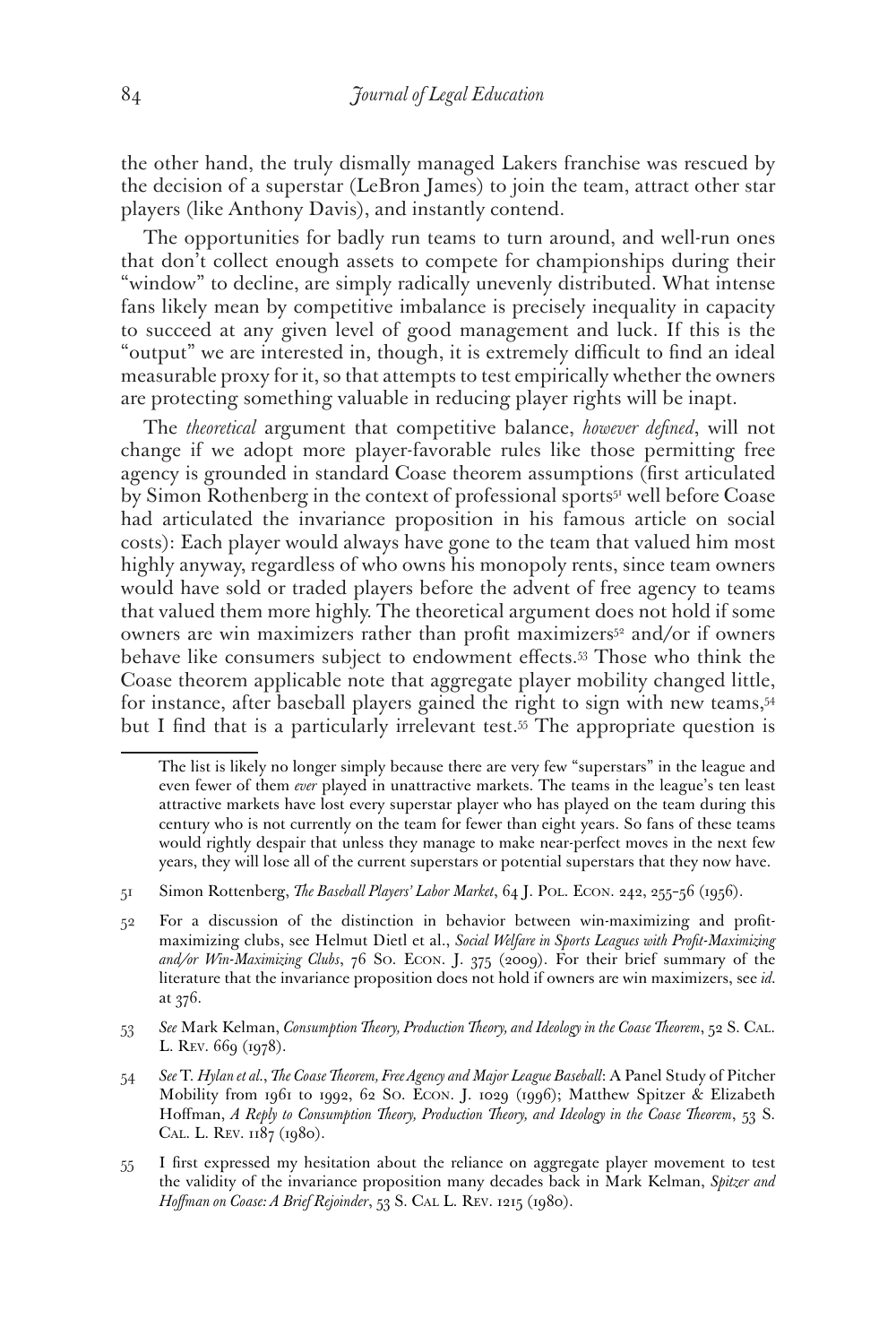the other hand, the truly dismally managed Lakers franchise was rescued by the decision of a superstar (LeBron James) to join the team, attract other star players (like Anthony Davis), and instantly contend.

The opportunities for badly run teams to turn around, and well-run ones that don't collect enough assets to compete for championships during their "window" to decline, are simply radically unevenly distributed. What intense fans likely mean by competitive imbalance is precisely inequality in capacity to succeed at any given level of good management and luck. If this is the "output" we are interested in, though, it is extremely difficult to find an ideal measurable proxy for it, so that attempts to test empirically whether the owners are protecting something valuable in reducing player rights will be inapt.

The *theoretical* argument that competitive balance, *however defined*, will not change if we adopt more player-favorable rules like those permitting free agency is grounded in standard Coase theorem assumptions (first articulated by Simon Rothenberg in the context of professional sports[51] well before Coase had articulated the invariance proposition in his famous article on social costs): Each player would always have gone to the team that valued him most highly anyway, regardless of who owns his monopoly rents, since team owners would have sold or traded players before the advent of free agency to teams that valued them more highly. The theoretical argument does not hold if some owners are win maximizers rather than profit maximizers[52] and/or if owners behave like consumers subject to endowment effects.[53] Those who think the Coase theorem applicable note that aggregate player mobility changed little, for instance, after baseball players gained the right to sign with new teams,[54] but I find that is a particularly irrelevant test.[55] The appropriate question is

---

The list is likely no longer simply because there are very few "superstars" in the league and even fewer of them *ever* played in unattractive markets. The teams in the league's ten least attractive markets have lost every superstar player who has played on the team during this century who is not currently on the team for fewer than eight years. So fans of these teams would rightly despair that unless they manage to make near-perfect moves in the next few years, they will lose all of the current superstars or potential superstars that they now have.

51 Simon Rottenberg, *The Baseball Players' Labor Market*, 64 J. Pol. Econ. 242, 255–56 (1956).

52 For a discussion of the distinction in behavior between win-maximizing and profit-maximizing clubs, see Helmut Dietl et al., *Social Welfare in Sports Leagues with Profit-Maximizing and/or Win-Maximizing Clubs*, 76 So. Econ. J. 375 (2009). For their brief summary of the literature that the invariance proposition does not hold if owners are win maximizers, see *id.* at 376.

53 *See* Mark Kelman, *Consumption Theory, Production Theory, and Ideology in the Coase Theorem*, 52 S. Cal. L. Rev. 669 (1978).

54 *See* T. *Hylan et al.*, *The Coase Theorem, Free Agency and Major League Baseball*: A Panel Study of Pitcher Mobility from 1961 to 1992, 62 So. Econ. J. 1029 (1996); Matthew Spitzer & Elizabeth Hoffman, *A Reply to Consumption Theory, Production Theory, and Ideology in the Coase Theorem*, 53 S. Cal. L. Rev. 1187 (1980).

55 I first expressed my hesitation about the reliance on aggregate player movement to test the validity of the invariance proposition many decades back in Mark Kelman, *Spitzer and Hoffman on Coase: A Brief Rejoinder*, 53 S. Cal L. Rev. 1215 (1980).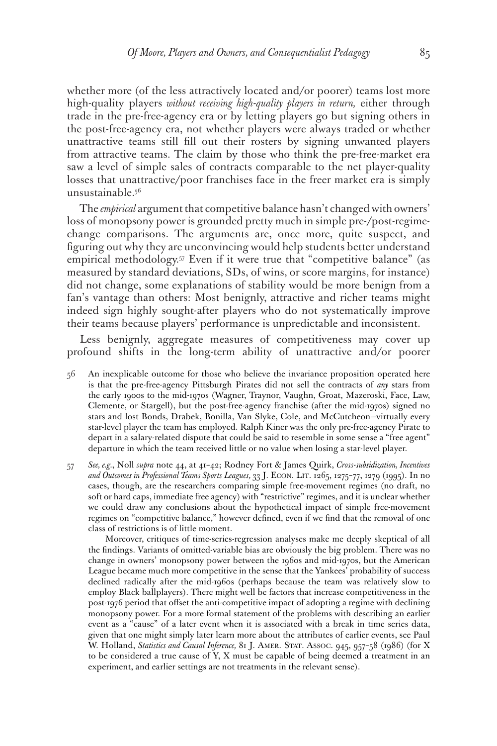whether more (of the less attractively located and/or poorer) teams lost more high-quality players *without receiving high-quality players in return,* either through trade in the pre-free-agency era or by letting players go but signing others in the post-free-agency era, not whether players were always traded or whether unattractive teams still fill out their rosters by signing unwanted players from attractive teams. The claim by those who think the pre-free-market era saw a level of simple sales of contracts comparable to the net player-quality losses that unattractive/poor franchises face in the freer market era is simply unsustainable.[56]

The *empirical* argument that competitive balance hasn't changed with owners' loss of monopsony power is grounded pretty much in simple pre-/post-regime-change comparisons. The arguments are, once more, quite suspect, and figuring out why they are unconvincing would help students better understand empirical methodology.[57] Even if it were true that "competitive balance" (as measured by standard deviations, SDs, of wins, or score margins, for instance) did not change, some explanations of stability would be more benign from a fan's vantage than others: Most benignly, attractive and richer teams might indeed sign highly sought-after players who do not systematically improve their teams because players' performance is unpredictable and inconsistent.

Less benignly, aggregate measures of competitiveness may cover up profound shifts in the long-term ability of unattractive and/or poorer

56 An inexplicable outcome for those who believe the invariance proposition operated here is that the pre-free-agency Pittsburgh Pirates did not sell the contracts of *any* stars from the early 1900s to the mid-1970s (Wagner, Traynor, Vaughn, Groat, Mazeroski, Face, Law, Clemente, or Stargell), but the post-free-agency franchise (after the mid-1970s) signed no stars and lost Bonds, Drabek, Bonilla, Van Slyke, Cole, and McCutcheon—virtually every star-level player the team has employed. Ralph Kiner was the only pre-free-agency Pirate to depart in a salary-related dispute that could be said to resemble in some sense a "free agent" departure in which the team received little or no value when losing a star-level player.

57 *See, e.g.*, Noll *supra* note 44, at 41–42; Rodney Fort & James Quirk, *Cross-subsidization, Incentives and Outcomes in Professional Teams Sports Leagues,* 33 J. Econ. Lit. 1265, 1275–77, 1279 (1995). In no cases, though, are the researchers comparing simple free-movement regimes (no draft, no soft or hard caps, immediate free agency) with "restrictive" regimes, and it is unclear whether we could draw any conclusions about the hypothetical impact of simple free-movement regimes on "competitive balance," however defined, even if we find that the removal of one class of restrictions is of little moment.

Moreover, critiques of time-series-regression analyses make me deeply skeptical of all the findings. Variants of omitted-variable bias are obviously the big problem. There was no change in owners' monopsony power between the 1960s and mid-1970s, but the American League became much more competitive in the sense that the Yankees' probability of success declined radically after the mid-1960s (perhaps because the team was relatively slow to employ Black ballplayers). There might well be factors that increase competitiveness in the post-1976 period that offset the anti-competitive impact of adopting a regime with declining monopsony power. For a more formal statement of the problems with describing an earlier event as a "cause" of a later event when it is associated with a break in time series data, given that one might simply later learn more about the attributes of earlier events, see Paul W. Holland, *Statistics and Causal Inference,* 81 J. Amer. Stat. Assoc. 945, 957–58 (1986) (for X to be considered a true cause of Y, X must be capable of being deemed a treatment in an experiment, and earlier settings are not treatments in the relevant sense).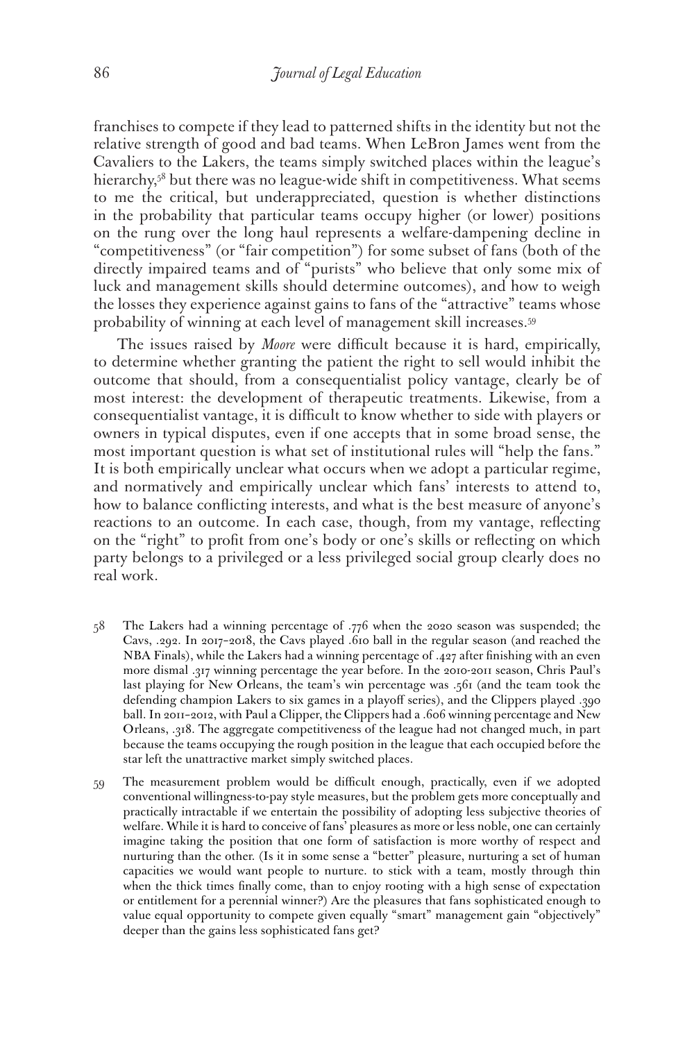franchises to compete if they lead to patterned shifts in the identity but not the relative strength of good and bad teams. When LeBron James went from the Cavaliers to the Lakers, the teams simply switched places within the league's hierarchy,[58] but there was no league-wide shift in competitiveness. What seems to me the critical, but underappreciated, question is whether distinctions in the probability that particular teams occupy higher (or lower) positions on the rung over the long haul represents a welfare-dampening decline in "competitiveness" (or "fair competition") for some subset of fans (both of the directly impaired teams and of "purists" who believe that only some mix of luck and management skills should determine outcomes), and how to weigh the losses they experience against gains to fans of the "attractive" teams whose probability of winning at each level of management skill increases.[59]

The issues raised by *Moore* were difficult because it is hard, empirically, to determine whether granting the patient the right to sell would inhibit the outcome that should, from a consequentialist policy vantage, clearly be of most interest: the development of therapeutic treatments. Likewise, from a consequentialist vantage, it is difficult to know whether to side with players or owners in typical disputes, even if one accepts that in some broad sense, the most important question is what set of institutional rules will "help the fans." It is both empirically unclear what occurs when we adopt a particular regime, and normatively and empirically unclear which fans' interests to attend to, how to balance conflicting interests, and what is the best measure of anyone's reactions to an outcome. In each case, though, from my vantage, reflecting on the "right" to profit from one's body or one's skills or reflecting on which party belongs to a privileged or a less privileged social group clearly does no real work.

58 The Lakers had a winning percentage of .776 when the 2020 season was suspended; the Cavs, .292. In 2017–2018, the Cavs played .610 ball in the regular season (and reached the NBA Finals), while the Lakers had a winning percentage of .427 after finishing with an even more dismal .317 winning percentage the year before. In the 2010-2011 season, Chris Paul's last playing for New Orleans, the team's win percentage was .561 (and the team took the defending champion Lakers to six games in a playoff series), and the Clippers played .390 ball. In 2011–2012, with Paul a Clipper, the Clippers had a .606 winning percentage and New Orleans, .318. The aggregate competitiveness of the league had not changed much, in part because the teams occupying the rough position in the league that each occupied before the star left the unattractive market simply switched places.

59 The measurement problem would be difficult enough, practically, even if we adopted conventional willingness-to-pay style measures, but the problem gets more conceptually and practically intractable if we entertain the possibility of adopting less subjective theories of welfare. While it is hard to conceive of fans' pleasures as more or less noble, one can certainly imagine taking the position that one form of satisfaction is more worthy of respect and nurturing than the other. (Is it in some sense a "better" pleasure, nurturing a set of human capacities we would want people to nurture. to stick with a team, mostly through thin when the thick times finally come, than to enjoy rooting with a high sense of expectation or entitlement for a perennial winner?) Are the pleasures that fans sophisticated enough to value equal opportunity to compete given equally "smart" management gain "objectively" deeper than the gains less sophisticated fans get?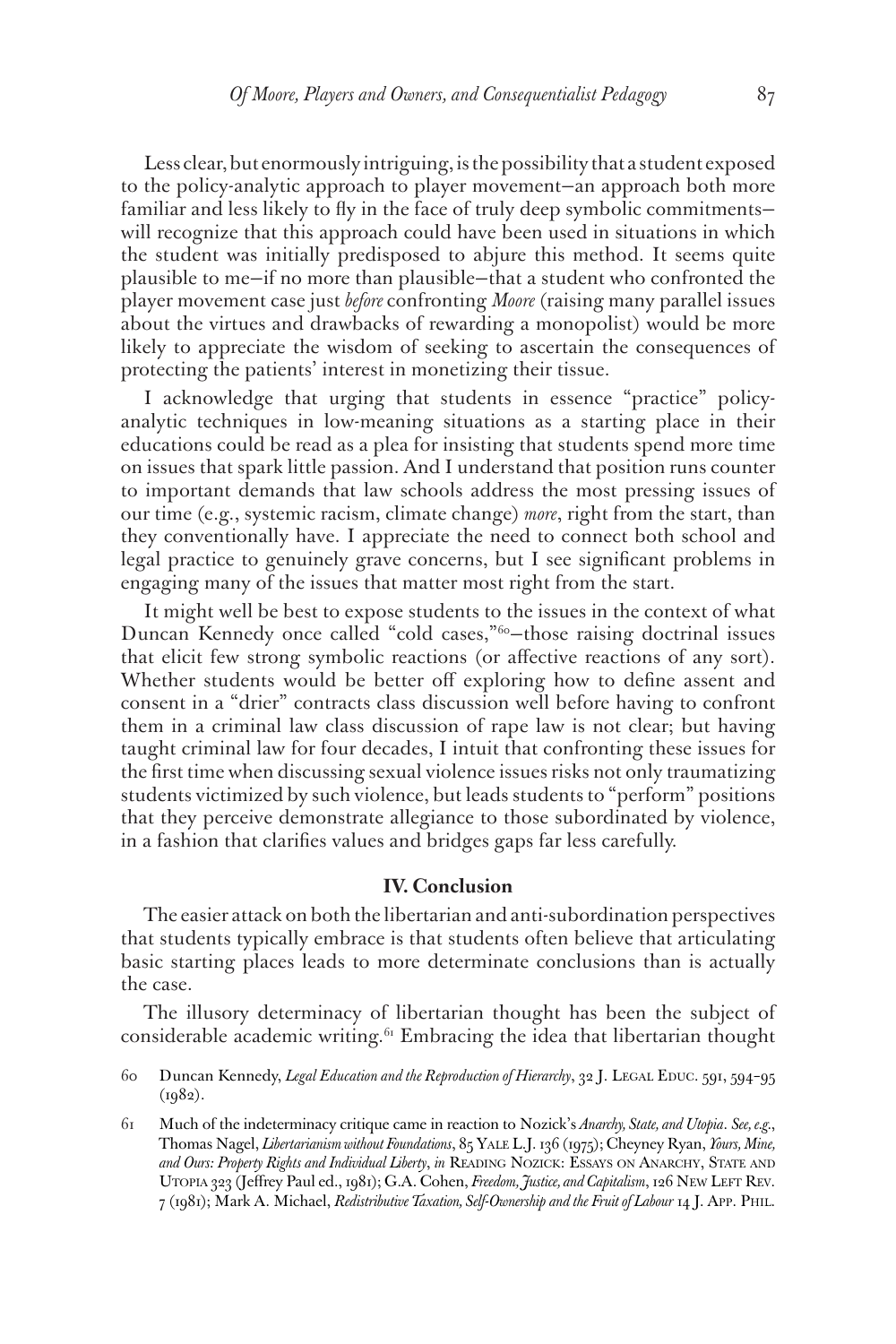Less clear, but enormously intriguing, is the possibility that a student exposed to the policy-analytic approach to player movement—an approach both more familiar and less likely to fly in the face of truly deep symbolic commitments—will recognize that this approach could have been used in situations in which the student was initially predisposed to abjure this method. It seems quite plausible to me—if no more than plausible—that a student who confronted the player movement case just *before* confronting *Moore* (raising many parallel issues about the virtues and drawbacks of rewarding a monopolist) would be more likely to appreciate the wisdom of seeking to ascertain the consequences of protecting the patients' interest in monetizing their tissue.

I acknowledge that urging that students in essence "practice" policy-analytic techniques in low-meaning situations as a starting place in their educations could be read as a plea for insisting that students spend more time on issues that spark little passion. And I understand that position runs counter to important demands that law schools address the most pressing issues of our time (e.g., systemic racism, climate change) *more*, right from the start, than they conventionally have. I appreciate the need to connect both school and legal practice to genuinely grave concerns, but I see significant problems in engaging many of the issues that matter most right from the start.

It might well be best to expose students to the issues in the context of what Duncan Kennedy once called "cold cases,"[60]—those raising doctrinal issues that elicit few strong symbolic reactions (or affective reactions of any sort). Whether students would be better off exploring how to define assent and consent in a "drier" contracts class discussion well before having to confront them in a criminal law class discussion of rape law is not clear; but having taught criminal law for four decades, I intuit that confronting these issues for the first time when discussing sexual violence issues risks not only traumatizing students victimized by such violence, but leads students to "perform" positions that they perceive demonstrate allegiance to those subordinated by violence, in a fashion that clarifies values and bridges gaps far less carefully.

## IV. Conclusion

The easier attack on both the libertarian and anti-subordination perspectives that students typically embrace is that students often believe that articulating basic starting places leads to more determinate conclusions than is actually the case.

The illusory determinacy of libertarian thought has been the subject of considerable academic writing.[61] Embracing the idea that libertarian thought

---

60 Duncan Kennedy, *Legal Education and the Reproduction of Hierarchy*, 32 J. Legal Educ. 591, 594–95 (1982).

61 Much of the indeterminacy critique came in reaction to Nozick's *Anarchy, State, and Utopia*. *See, e.g.*, Thomas Nagel, *Libertarianism without Foundations*, 85 Yale L.J. 136 (1975); Cheyney Ryan, *Yours, Mine, and Ours: Property Rights and Individual Liberty*, *in* Reading Nozick: Essays on Anarchy, State and Utopia 323 (Jeffrey Paul ed., 1981); G.A. Cohen, *Freedom, Justice, and Capitalism*, 126 New Left Rev. 7 (1981); Mark A. Michael, *Redistributive Taxation, Self-Ownership and the Fruit of Labour* 14 J. App. Phil.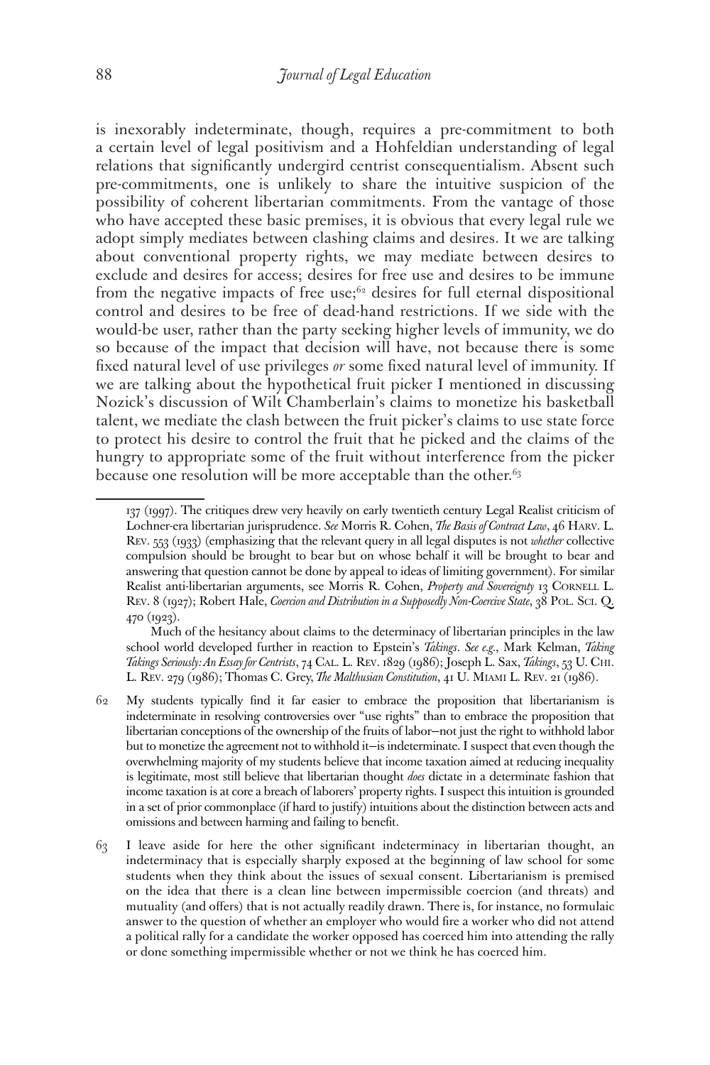is inexorably indeterminate, though, requires a pre-commitment to both a certain level of legal positivism and a Hohfeldian understanding of legal relations that significantly undergird centrist consequentialism. Absent such pre-commitments, one is unlikely to share the intuitive suspicion of the possibility of coherent libertarian commitments. From the vantage of those who have accepted these basic premises, it is obvious that every legal rule we adopt simply mediates between clashing claims and desires. It we are talking about conventional property rights, we may mediate between desires to exclude and desires for access; desires for free use and desires to be immune from the negative impacts of free use;[62] desires for full eternal dispositional control and desires to be free of dead-hand restrictions. If we side with the would-be user, rather than the party seeking higher levels of immunity, we do so because of the impact that decision will have, not because there is some fixed natural level of use privileges *or* some fixed natural level of immunity. If we are talking about the hypothetical fruit picker I mentioned in discussing Nozick's discussion of Wilt Chamberlain's claims to monetize his basketball talent, we mediate the clash between the fruit picker's claims to use state force to protect his desire to control the fruit that he picked and the claims of the hungry to appropriate some of the fruit without interference from the picker because one resolution will be more acceptable than the other.[63]

---

137 (1997). The critiques drew very heavily on early twentieth century Legal Realist criticism of Lochner-era libertarian jurisprudence. *See* Morris R. Cohen, *The Basis of Contract Law*, 46 Harv. L. Rev. 553 (1933) (emphasizing that the relevant query in all legal disputes is not *whether* collective compulsion should be brought to bear but on whose behalf it will be brought to bear and answering that question cannot be done by appeal to ideas of limiting government). For similar Realist anti-libertarian arguments, see Morris R. Cohen, *Property and Sovereignty* 13 Cornell L. Rev. 8 (1927); Robert Hale, *Coercion and Distribution in a Supposedly Non-Coercive State*, 38 Pol. Sci. Q. 470 (1923).

Much of the hesitancy about claims to the determinacy of libertarian principles in the law school world developed further in reaction to Epstein's *Takings*. *See e.g.*, Mark Kelman, *Taking Takings Seriously: An Essay for Centrists*, 74 Cal. L. Rev. 1829 (1986); Joseph L. Sax, *Takings*, 53 U. Chi. L. Rev. 279 (1986); Thomas C. Grey, *The Malthusian Constitution*, 41 U. Miami L. Rev. 21 (1986).

62 My students typically find it far easier to embrace the proposition that libertarianism is indeterminate in resolving controversies over "use rights" than to embrace the proposition that libertarian conceptions of the ownership of the fruits of labor—not just the right to withhold labor but to monetize the agreement not to withhold it—is indeterminate. I suspect that even though the overwhelming majority of my students believe that income taxation aimed at reducing inequality is legitimate, most still believe that libertarian thought *does* dictate in a determinate fashion that income taxation is at core a breach of laborers' property rights. I suspect this intuition is grounded in a set of prior commonplace (if hard to justify) intuitions about the distinction between acts and omissions and between harming and failing to benefit.

63 I leave aside for here the other significant indeterminacy in libertarian thought, an indeterminacy that is especially sharply exposed at the beginning of law school for some students when they think about the issues of sexual consent. Libertarianism is premised on the idea that there is a clean line between impermissible coercion (and threats) and mutuality (and offers) that is not actually readily drawn. There is, for instance, no formulaic answer to the question of whether an employer who would fire a worker who did not attend a political rally for a candidate the worker opposed has coerced him into attending the rally or done something impermissible whether or not we think he has coerced him.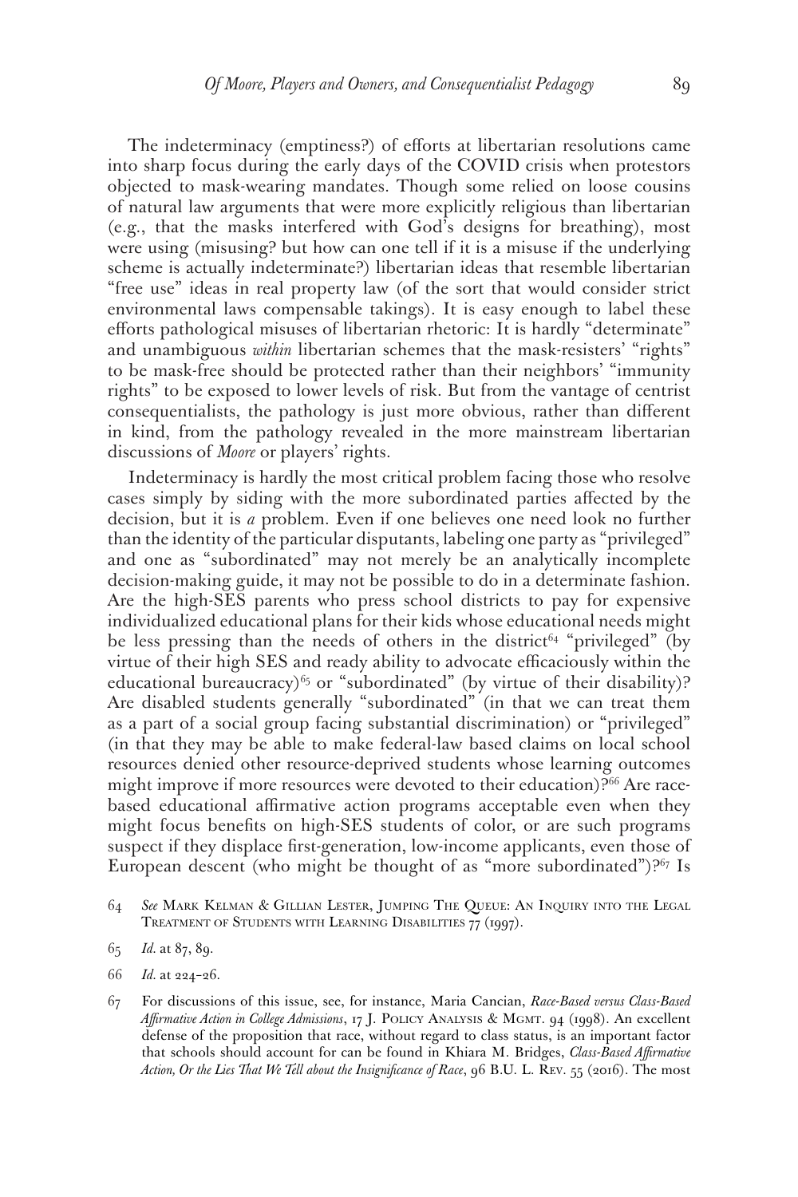The indeterminacy (emptiness?) of efforts at libertarian resolutions came into sharp focus during the early days of the COVID crisis when protestors objected to mask-wearing mandates. Though some relied on loose cousins of natural law arguments that were more explicitly religious than libertarian (e.g., that the masks interfered with God's designs for breathing), most were using (misusing? but how can one tell if it is a misuse if the underlying scheme is actually indeterminate?) libertarian ideas that resemble libertarian "free use" ideas in real property law (of the sort that would consider strict environmental laws compensable takings). It is easy enough to label these efforts pathological misuses of libertarian rhetoric: It is hardly "determinate" and unambiguous *within* libertarian schemes that the mask-resisters' "rights" to be mask-free should be protected rather than their neighbors' "immunity rights" to be exposed to lower levels of risk. But from the vantage of centrist consequentialists, the pathology is just more obvious, rather than different in kind, from the pathology revealed in the more mainstream libertarian discussions of *Moore* or players' rights.

Indeterminacy is hardly the most critical problem facing those who resolve cases simply by siding with the more subordinated parties affected by the decision, but it is *a* problem. Even if one believes one need look no further than the identity of the particular disputants, labeling one party as "privileged" and one as "subordinated" may not merely be an analytically incomplete decision-making guide, it may not be possible to do in a determinate fashion. Are the high-SES parents who press school districts to pay for expensive individualized educational plans for their kids whose educational needs might be less pressing than the needs of others in the district[64] "privileged" (by virtue of their high SES and ready ability to advocate efficaciously within the educational bureaucracy)[65] or "subordinated" (by virtue of their disability)? Are disabled students generally "subordinated" (in that we can treat them as a part of a social group facing substantial discrimination) or "privileged" (in that they may be able to make federal-law based claims on local school resources denied other resource-deprived students whose learning outcomes might improve if more resources were devoted to their education)?[66] Are race-based educational affirmative action programs acceptable even when they might focus benefits on high-SES students of color, or are such programs suspect if they displace first-generation, low-income applicants, even those of European descent (who might be thought of as "more subordinated")?[67] Is

---

64 *See* Mark Kelman & Gillian Lester, Jumping The Queue: An Inquiry into the Legal Treatment of Students with Learning Disabilities 77 (1997).

65 *Id.* at 87, 89.

66 *Id.* at 224–26.

67 For discussions of this issue, see, for instance, Maria Cancian, *Race-Based versus Class-Based Affirmative Action in College Admissions*, 17 J. Policy Analysis & Mgmt. 94 (1998). An excellent defense of the proposition that race, without regard to class status, is an important factor that schools should account for can be found in Khiara M. Bridges, *Class-Based Affirmative Action, Or the Lies That We Tell about the Insignificance of Race*, 96 B.U. L. Rev. 55 (2016). The most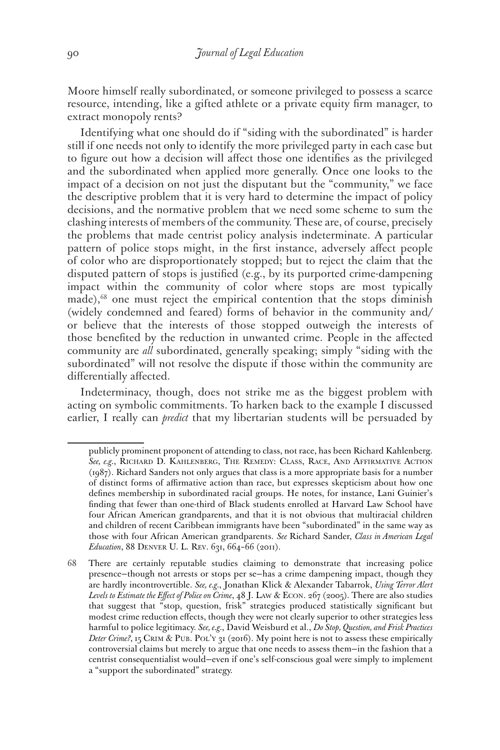Moore himself really subordinated, or someone privileged to possess a scarce resource, intending, like a gifted athlete or a private equity firm manager, to extract monopoly rents?

Identifying what one should do if "siding with the subordinated" is harder still if one needs not only to identify the more privileged party in each case but to figure out how a decision will affect those one identifies as the privileged and the subordinated when applied more generally. Once one looks to the impact of a decision on not just the disputant but the "community," we face the descriptive problem that it is very hard to determine the impact of policy decisions, and the normative problem that we need some scheme to sum the clashing interests of members of the community. These are, of course, precisely the problems that made centrist policy analysis indeterminate. A particular pattern of police stops might, in the first instance, adversely affect people of color who are disproportionately stopped; but to reject the claim that the disputed pattern of stops is justified (e.g., by its purported crime-dampening impact within the community of color where stops are most typically made),[68] one must reject the empirical contention that the stops diminish (widely condemned and feared) forms of behavior in the community and/or believe that the interests of those stopped outweigh the interests of those benefited by the reduction in unwanted crime. People in the affected community are *all* subordinated, generally speaking; simply "siding with the subordinated" will not resolve the dispute if those within the community are differentially affected.

Indeterminacy, though, does not strike me as the biggest problem with acting on symbolic commitments. To harken back to the example I discussed earlier, I really can *predict* that my libertarian students will be persuaded by

---

publicly prominent proponent of attending to class, not race, has been Richard Kahlenberg. *See, e.g.*, Richard D. Kahlenberg, The Remedy: Class, Race, And Affirmative Action (1987). Richard Sanders not only argues that class is a more appropriate basis for a number of distinct forms of affirmative action than race, but expresses skepticism about how one defines membership in subordinated racial groups. He notes, for instance, Lani Guinier's finding that fewer than one-third of Black students enrolled at Harvard Law School have four African American grandparents, and that it is not obvious that multiracial children and children of recent Caribbean immigrants have been "subordinated" in the same way as those with four African American grandparents. *See* Richard Sander, *Class in American Legal Education*, 88 Denver U. L. Rev. 631, 664–66 (2011).

68 There are certainly reputable studies claiming to demonstrate that increasing police presence—though not arrests or stops per se—has a crime dampening impact, though they are hardly incontrovertible. *See, e.g.*, Jonathan Klick & Alexander Tabarrok, *Using Terror Alert Levels to Estimate the Effect of Police on Crime*, 48 J. Law & Econ. 267 (2005). There are also studies that suggest that "stop, question, frisk" strategies produced statistically significant but modest crime reduction effects, though they were not clearly superior to other strategies less harmful to police legitimacy. *See, e.g.*, David Weisburd et al., *Do Stop, Question, and Frisk Practices Deter Crime?*, 15 Crim & Pub. Pol'y 31 (2016). My point here is not to assess these empirically controversial claims but merely to argue that one needs to assess them—in the fashion that a centrist consequentialist would—even if one's self-conscious goal were simply to implement a "support the subordinated" strategy.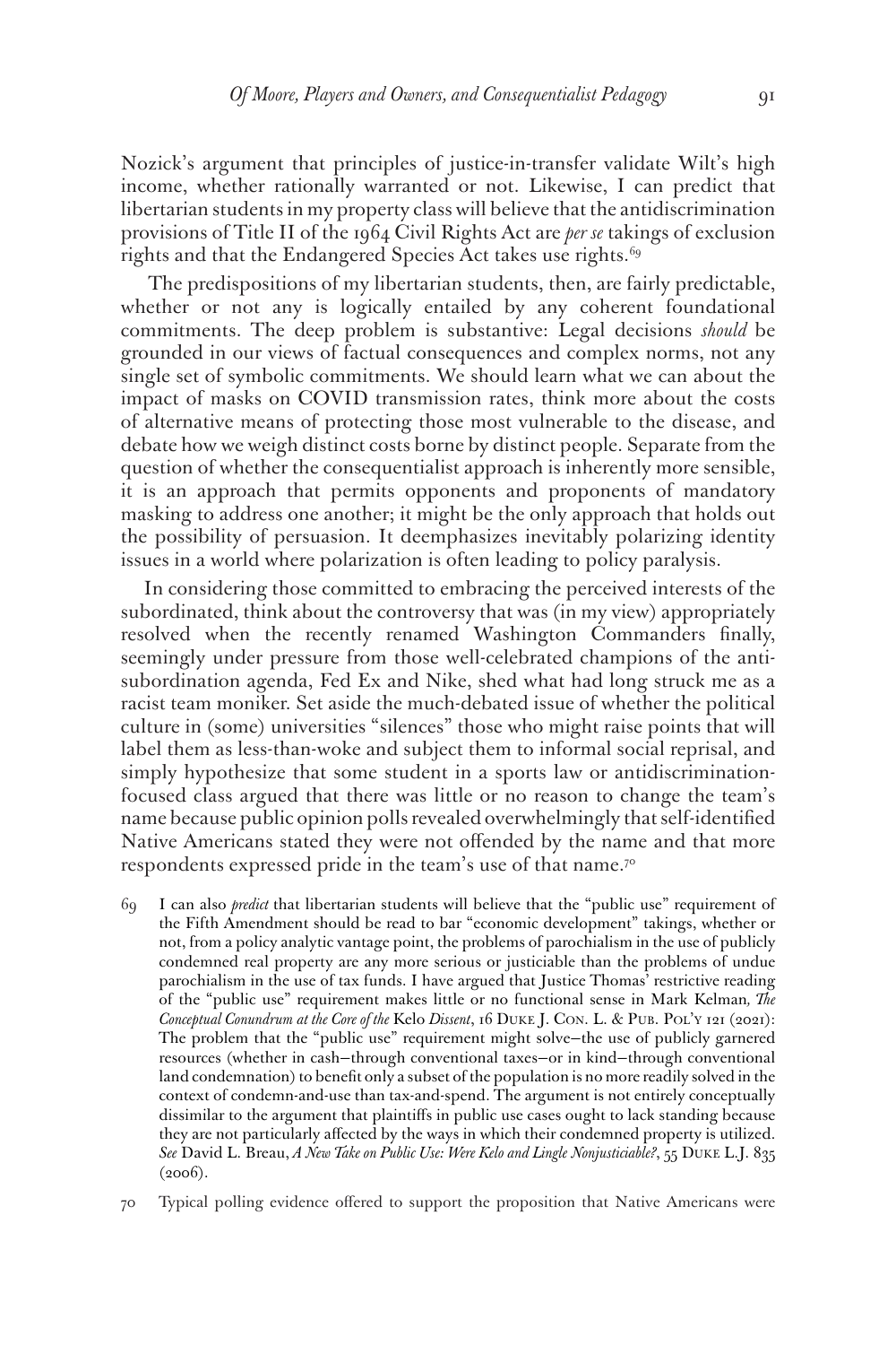Nozick's argument that principles of justice-in-transfer validate Wilt's high income, whether rationally warranted or not. Likewise, I can predict that libertarian students in my property class will believe that the antidiscrimination provisions of Title II of the 1964 Civil Rights Act are *per se* takings of exclusion rights and that the Endangered Species Act takes use rights.[69]

The predispositions of my libertarian students, then, are fairly predictable, whether or not any is logically entailed by any coherent foundational commitments. The deep problem is substantive: Legal decisions *should* be grounded in our views of factual consequences and complex norms, not any single set of symbolic commitments. We should learn what we can about the impact of masks on COVID transmission rates, think more about the costs of alternative means of protecting those most vulnerable to the disease, and debate how we weigh distinct costs borne by distinct people. Separate from the question of whether the consequentialist approach is inherently more sensible, it is an approach that permits opponents and proponents of mandatory masking to address one another; it might be the only approach that holds out the possibility of persuasion. It deemphasizes inevitably polarizing identity issues in a world where polarization is often leading to policy paralysis.

In considering those committed to embracing the perceived interests of the subordinated, think about the controversy that was (in my view) appropriately resolved when the recently renamed Washington Commanders finally, seemingly under pressure from those well-celebrated champions of the anti-subordination agenda, Fed Ex and Nike, shed what had long struck me as a racist team moniker. Set aside the much-debated issue of whether the political culture in (some) universities "silences" those who might raise points that will label them as less-than-woke and subject them to informal social reprisal, and simply hypothesize that some student in a sports law or antidiscrimination-focused class argued that there was little or no reason to change the team's name because public opinion polls revealed overwhelmingly that self-identified Native Americans stated they were not offended by the name and that more respondents expressed pride in the team's use of that name.[70]

69 I can also *predict* that libertarian students will believe that the "public use" requirement of the Fifth Amendment should be read to bar "economic development" takings, whether or not, from a policy analytic vantage point, the problems of parochialism in the use of publicly condemned real property are any more serious or justiciable than the problems of undue parochialism in the use of tax funds. I have argued that Justice Thomas' restrictive reading of the "public use" requirement makes little or no functional sense in Mark Kelman*, The Conceptual Conundrum at the Core of the* Kelo *Dissent*, 16 Duke J. Con. L. & Pub. Pol'y 121 (2021): The problem that the "public use" requirement might solve—the use of publicly garnered resources (whether in cash—through conventional taxes—or in kind—through conventional land condemnation) to benefit only a subset of the population is no more readily solved in the context of condemn-and-use than tax-and-spend. The argument is not entirely conceptually dissimilar to the argument that plaintiffs in public use cases ought to lack standing because they are not particularly affected by the ways in which their condemned property is utilized. *See* David L. Breau, *A New Take on Public Use: Were Kelo and Lingle Nonjusticiable?*, 55 Duke L.J. 835 (2006).

70 Typical polling evidence offered to support the proposition that Native Americans were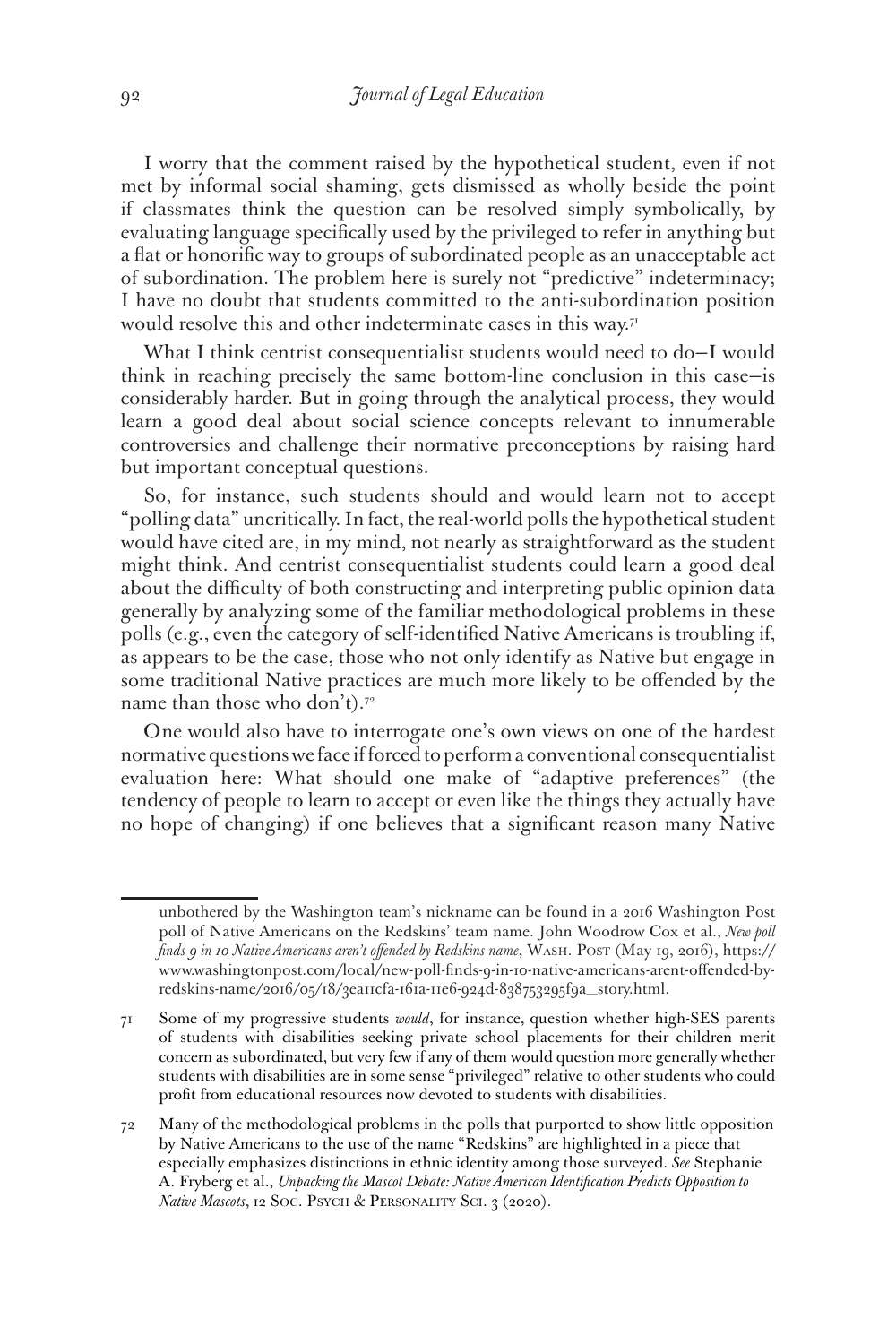I worry that the comment raised by the hypothetical student, even if not met by informal social shaming, gets dismissed as wholly beside the point if classmates think the question can be resolved simply symbolically, by evaluating language specifically used by the privileged to refer in anything but a flat or honorific way to groups of subordinated people as an unacceptable act of subordination. The problem here is surely not "predictive" indeterminacy; I have no doubt that students committed to the anti-subordination position would resolve this and other indeterminate cases in this way.[71]

What I think centrist consequentialist students would need to do—I would think in reaching precisely the same bottom-line conclusion in this case—is considerably harder. But in going through the analytical process, they would learn a good deal about social science concepts relevant to innumerable controversies and challenge their normative preconceptions by raising hard but important conceptual questions.

So, for instance, such students should and would learn not to accept "polling data" uncritically. In fact, the real-world polls the hypothetical student would have cited are, in my mind, not nearly as straightforward as the student might think. And centrist consequentialist students could learn a good deal about the difficulty of both constructing and interpreting public opinion data generally by analyzing some of the familiar methodological problems in these polls (e.g., even the category of self-identified Native Americans is troubling if, as appears to be the case, those who not only identify as Native but engage in some traditional Native practices are much more likely to be offended by the name than those who don't).[72]

One would also have to interrogate one's own views on one of the hardest normative questions we face if forced to perform a conventional consequentialist evaluation here: What should one make of "adaptive preferences" (the tendency of people to learn to accept or even like the things they actually have no hope of changing) if one believes that a significant reason many Native

---

unbothered by the Washington team's nickname can be found in a 2016 Washington Post poll of Native Americans on the Redskins' team name. John Woodrow Cox et al., *New poll finds 9 in 10 Native Americans aren't offended by Redskins name*, Wash. Post (May 19, 2016), https://www.washingtonpost.com/local/new-poll-finds-9-in-10-native-americans-arent-offended-by-redskins-name/2016/05/18/3ea11cfa-161a-11e6-924d-838753295f9a_story.html.

71 Some of my progressive students *would*, for instance, question whether high-SES parents of students with disabilities seeking private school placements for their children merit concern as subordinated, but very few if any of them would question more generally whether students with disabilities are in some sense "privileged" relative to other students who could profit from educational resources now devoted to students with disabilities.

72 Many of the methodological problems in the polls that purported to show little opposition by Native Americans to the use of the name "Redskins" are highlighted in a piece that especially emphasizes distinctions in ethnic identity among those surveyed. *See* Stephanie A. Fryberg et al., *Unpacking the Mascot Debate: Native American Identification Predicts Opposition to Native Mascots*, 12 Soc. Psych & Personality Sci. 3 (2020).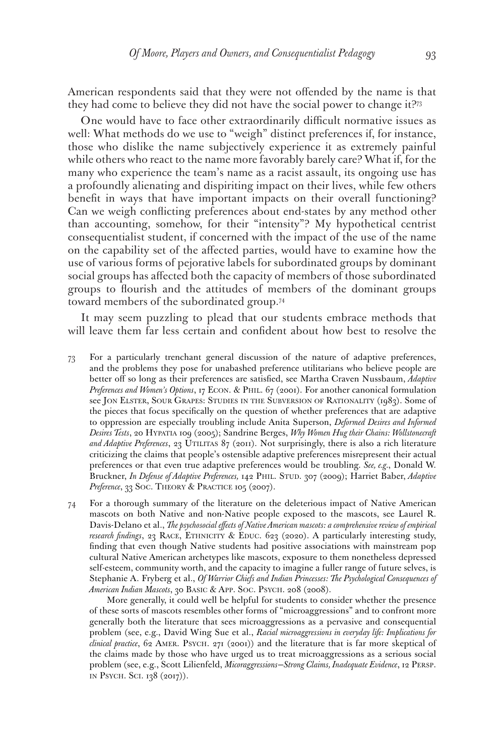American respondents said that they were not offended by the name is that they had come to believe they did not have the social power to change it?[73]

One would have to face other extraordinarily difficult normative issues as well: What methods do we use to "weigh" distinct preferences if, for instance, those who dislike the name subjectively experience it as extremely painful while others who react to the name more favorably barely care? What if, for the many who experience the team's name as a racist assault, its ongoing use has a profoundly alienating and dispiriting impact on their lives, while few others benefit in ways that have important impacts on their overall functioning? Can we weigh conflicting preferences about end-states by any method other than accounting, somehow, for their "intensity"? My hypothetical centrist consequentialist student, if concerned with the impact of the use of the name on the capability set of the affected parties, would have to examine how the use of various forms of pejorative labels for subordinated groups by dominant social groups has affected both the capacity of members of those subordinated groups to flourish and the attitudes of members of the dominant groups toward members of the subordinated group.[74]

It may seem puzzling to plead that our students embrace methods that will leave them far less certain and confident about how best to resolve the

73 For a particularly trenchant general discussion of the nature of adaptive preferences, and the problems they pose for unabashed preference utilitarians who believe people are better off so long as their preferences are satisfied, see Martha Craven Nussbaum, *Adaptive Preferences and Women's Options*, 17 Econ. & Phil. 67 (2001). For another canonical formulation see Jon Elster, Sour Grapes: Studies in the Subversion of Rationality (1983). Some of the pieces that focus specifically on the question of whether preferences that are adaptive to oppression are especially troubling include Anita Superson, *Deformed Desires and Informed Desires Tests*, 20 Hypatia 109 (2005); Sandrine Berges, *Why Women Hug their Chains: Wollstonecraft and Adaptive Preferences*, 23 Utilitas 87 (2011). Not surprisingly, there is also a rich literature criticizing the claims that people's ostensible adaptive preferences misrepresent their actual preferences or that even true adaptive preferences would be troubling. *See, e.g.*, Donald W. Bruckner, *In Defense of Adaptive Preferences,* 142 Phil. Stud. 307 (2009); Harriet Baber, *Adaptive Preference*, 33 Soc. Theory & Practice 105 (2007).

74 For a thorough summary of the literature on the deleterious impact of Native American mascots on both Native and non-Native people exposed to the mascots, see Laurel R. Davis-Delano et al., *The psychosocial effects of Native American mascots: a comprehensive review of empirical research findings*, 23 Race, Ethnicity & Educ. 623 (2020). A particularly interesting study, finding that even though Native students had positive associations with mainstream pop cultural Native American archetypes like mascots, exposure to them nonetheless depressed self-esteem, community worth, and the capacity to imagine a fuller range of future selves, is Stephanie A. Fryberg et al., *Of Warrior Chiefs and Indian Princesses: The Psychological Consequences of American Indian Mascots*, 30 Basic & App. Soc. Psych. 208 (2008).

More generally, it could well be helpful for students to consider whether the presence of these sorts of mascots resembles other forms of "microaggressions" and to confront more generally both the literature that sees microaggressions as a pervasive and consequential problem (see, e.g., David Wing Sue et al., *Racial microaggressions in everyday life: Implications for clinical practice*, 62 Amer. Psych. 271 (2001)) and the literature that is far more skeptical of the claims made by those who have urged us to treat microaggressions as a serious social problem (see, e.g., Scott Lilienfeld, *Micoraggressions—Strong Claims, Inadequate Evidence*, 12 Persp. in Psych. Sci. 138 (2017)).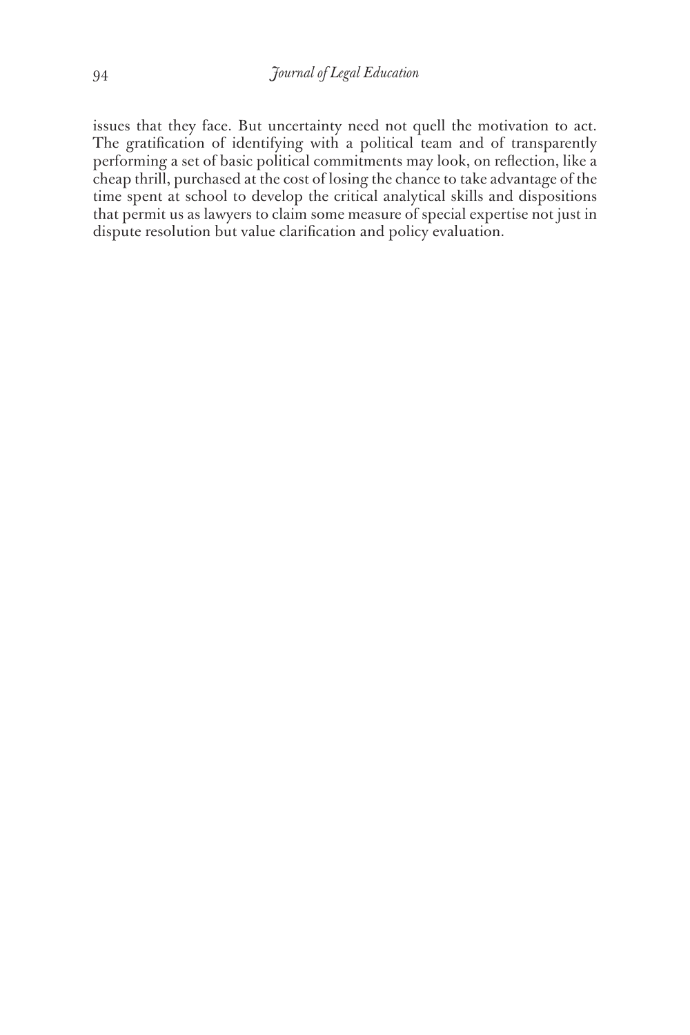issues that they face. But uncertainty need not quell the motivation to act. The gratification of identifying with a political team and of transparently performing a set of basic political commitments may look, on reflection, like a cheap thrill, purchased at the cost of losing the chance to take advantage of the time spent at school to develop the critical analytical skills and dispositions that permit us as lawyers to claim some measure of special expertise not just in dispute resolution but value clarification and policy evaluation.